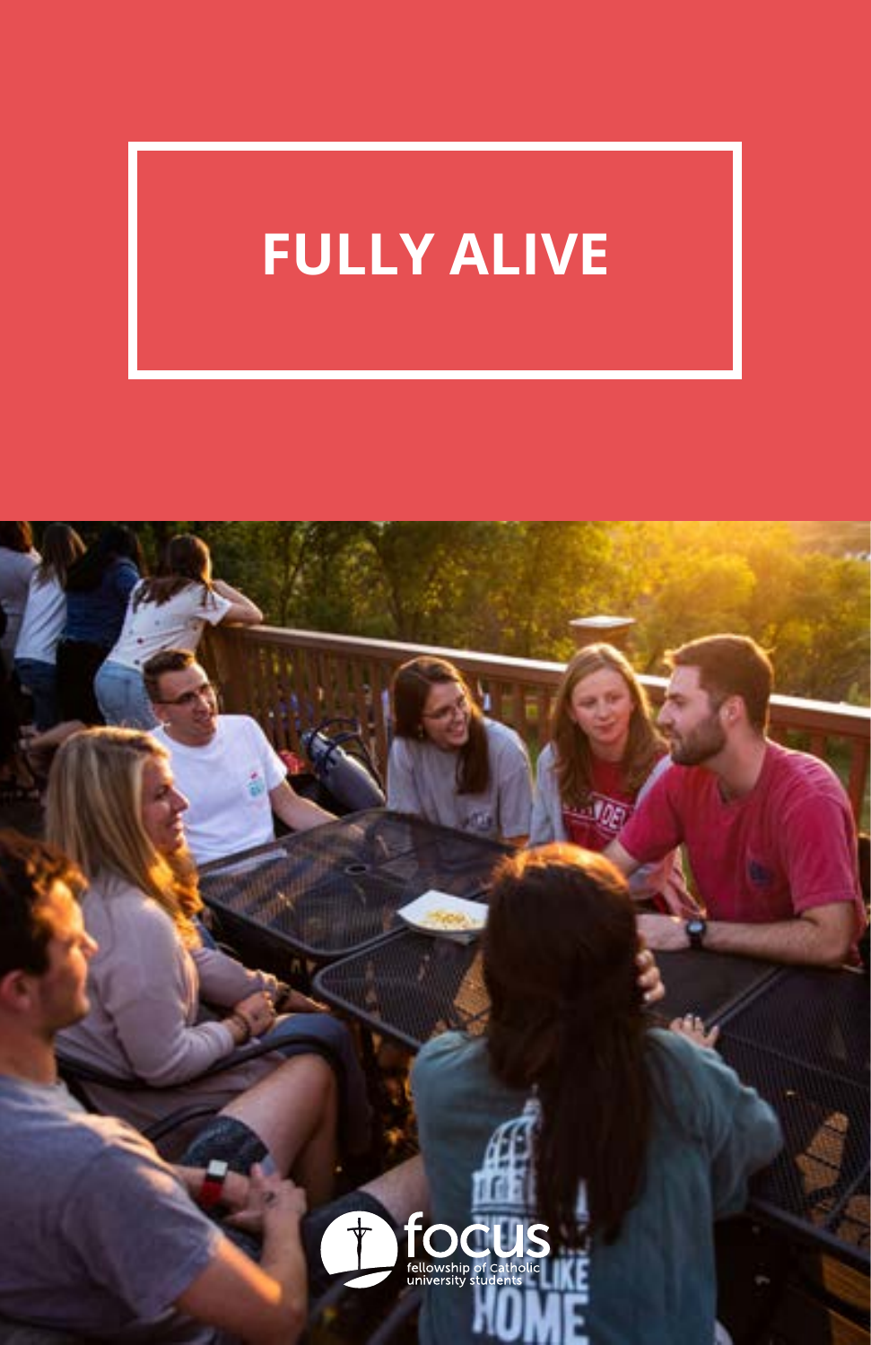# FULLY ALIVE

focus

fellowship of Catholic university students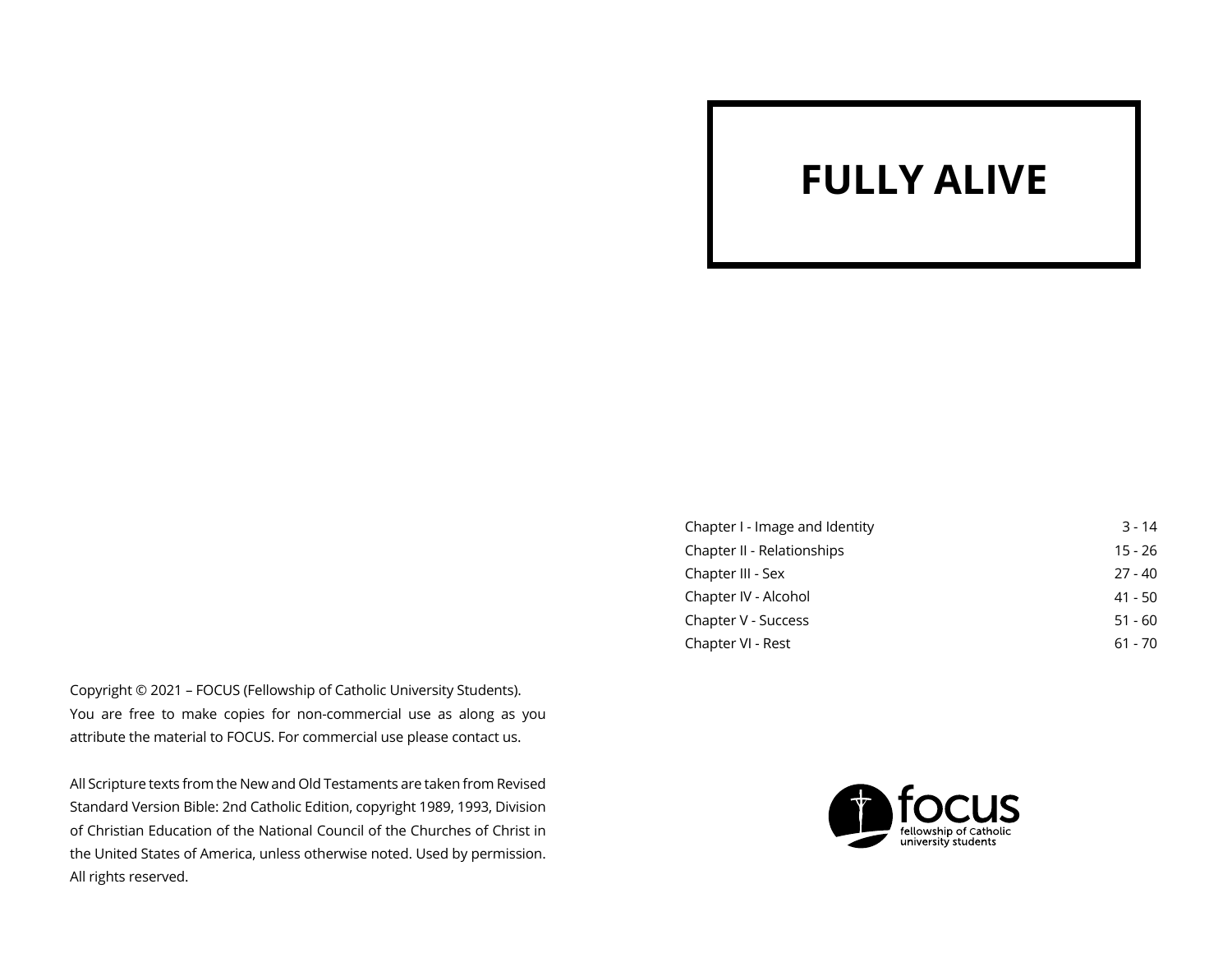# FULLY ALIVE

| | |
|---|---|
| Chapter I - Image and Identity | 3 - 14 |
| Chapter II - Relationships | 15 - 26 |
| Chapter III - Sex | 27 - 40 |
| Chapter IV - Alcohol | 41 - 50 |
| Chapter V - Success | 51 - 60 |
| Chapter VI - Rest | 61 - 70 |

Copyright © 2021 – FOCUS (Fellowship of Catholic University Students). You are free to make copies for non-commercial use as along as you attribute the material to FOCUS. For commercial use please contact us.

All Scripture texts from the New and Old Testaments are taken from Revised Standard Version Bible: 2nd Catholic Edition, copyright 1989, 1993, Division of Christian Education of the National Council of the Churches of Christ in the United States of America, unless otherwise noted. Used by permission. All rights reserved.

focus
fellowship of catholic university students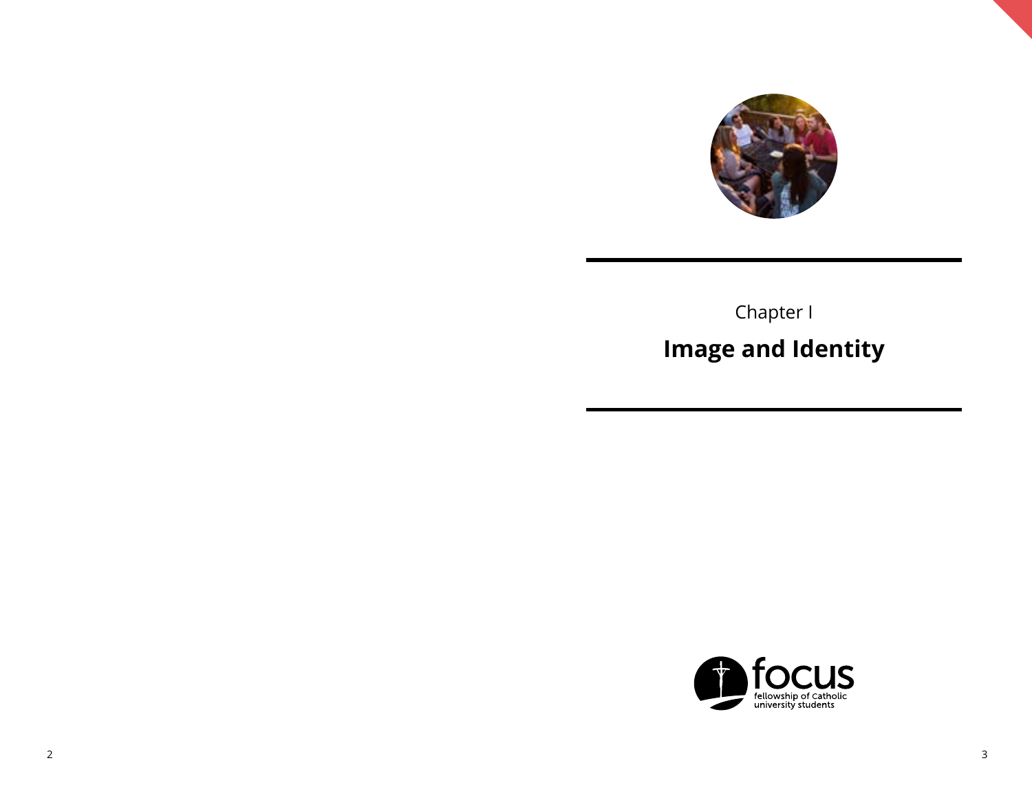Chapter I

# Image and Identity

focus
fellowship of Catholic university students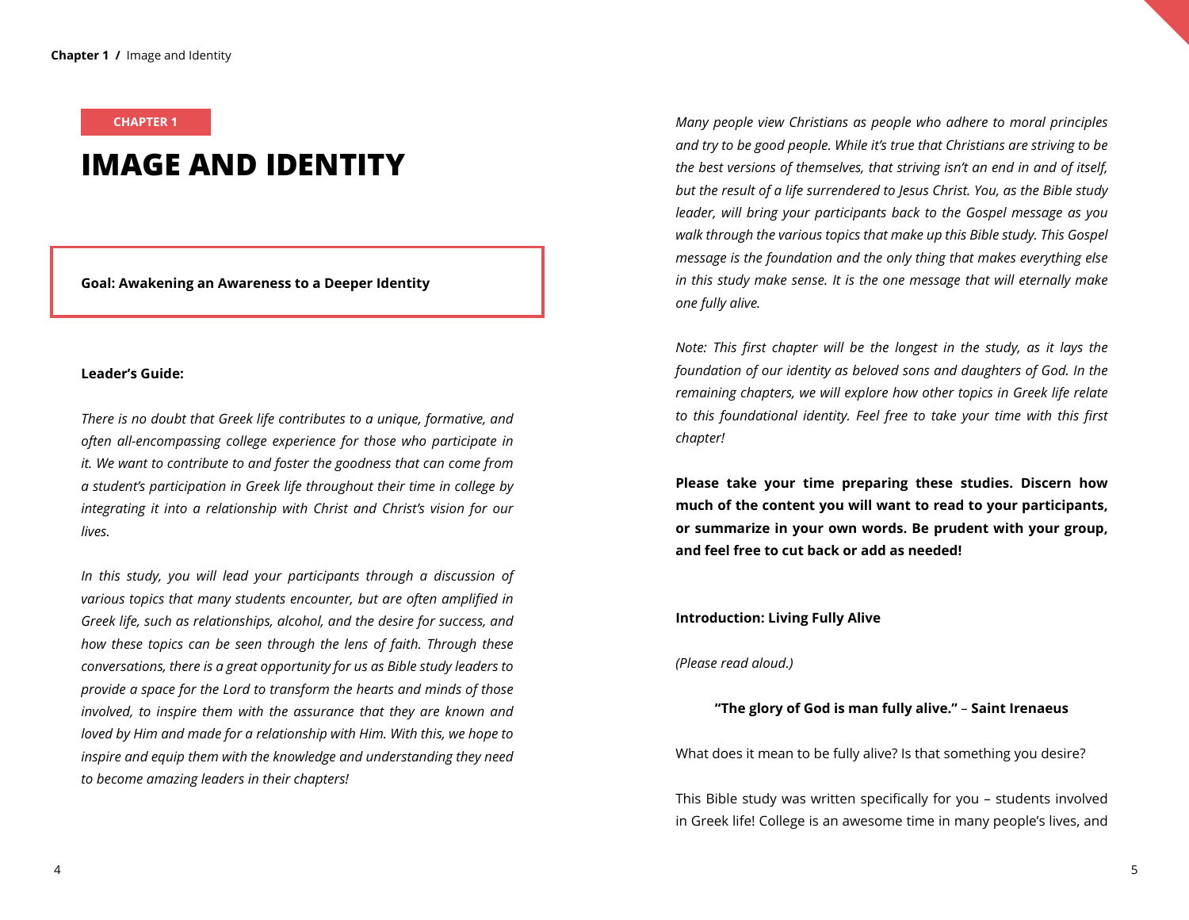CHAPTER 1

# IMAGE AND IDENTITY

**Goal: Awakening an Awareness to a Deeper Identity**

**Leader's Guide:**

*There is no doubt that Greek life contributes to a unique, formative, and often all-encompassing college experience for those who participate in it. We want to contribute to and foster the goodness that can come from a student's participation in Greek life throughout their time in college by integrating it into a relationship with Christ and Christ's vision for our lives.*

*In this study, you will lead your participants through a discussion of various topics that many students encounter, but are often amplified in Greek life, such as relationships, alcohol, and the desire for success, and how these topics can be seen through the lens of faith. Through these conversations, there is a great opportunity for us as Bible study leaders to provide a space for the Lord to transform the hearts and minds of those involved, to inspire them with the assurance that they are known and loved by Him and made for a relationship with Him. With this, we hope to inspire and equip them with the knowledge and understanding they need to become amazing leaders in their chapters!*

*Many people view Christians as people who adhere to moral principles and try to be good people. While it's true that Christians are striving to be the best versions of themselves, that striving isn't an end in and of itself, but the result of a life surrendered to Jesus Christ. You, as the Bible study leader, will bring your participants back to the Gospel message as you walk through the various topics that make up this Bible study. This Gospel message is the foundation and the only thing that makes everything else in this study make sense. It is the one message that will eternally make one fully alive.*

*Note: This first chapter will be the longest in the study, as it lays the foundation of our identity as beloved sons and daughters of God. In the remaining chapters, we will explore how other topics in Greek life relate to this foundational identity. Feel free to take your time with this first chapter!*

**Please take your time preparing these studies. Discern how much of the content you will want to read to your participants, or summarize in your own words. Be prudent with your group, and feel free to cut back or add as needed!**

**Introduction: Living Fully Alive**

*(Please read aloud.)*

**"The glory of God is man fully alive." – Saint Irenaeus**

What does it mean to be fully alive? Is that something you desire?

This Bible study was written specifically for you – students involved in Greek life! College is an awesome time in many people's lives, and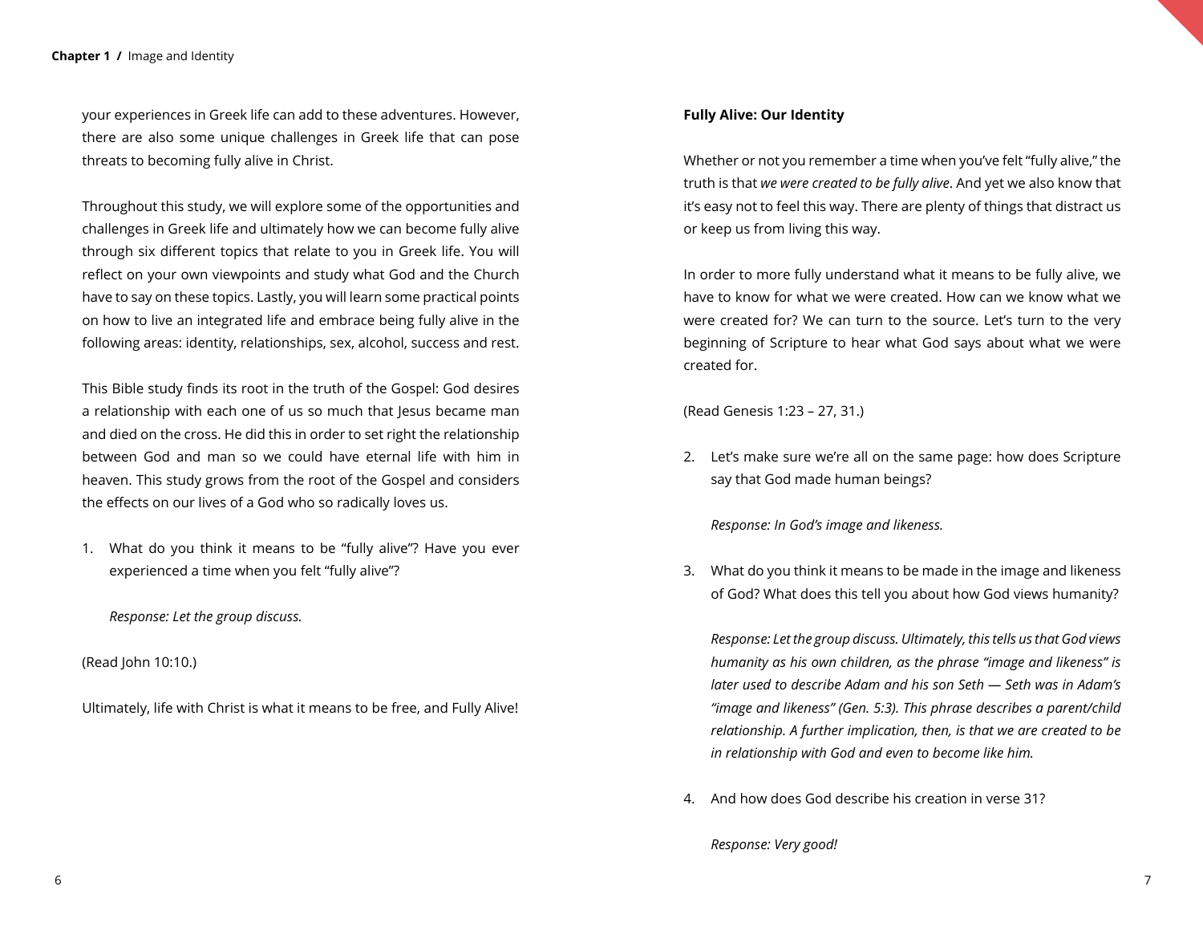your experiences in Greek life can add to these adventures. However, there are also some unique challenges in Greek life that can pose threats to becoming fully alive in Christ.

Throughout this study, we will explore some of the opportunities and challenges in Greek life and ultimately how we can become fully alive through six different topics that relate to you in Greek life. You will reflect on your own viewpoints and study what God and the Church have to say on these topics. Lastly, you will learn some practical points on how to live an integrated life and embrace being fully alive in the following areas: identity, relationships, sex, alcohol, success and rest.

This Bible study finds its root in the truth of the Gospel: God desires a relationship with each one of us so much that Jesus became man and died on the cross. He did this in order to set right the relationship between God and man so we could have eternal life with him in heaven. This study grows from the root of the Gospel and considers the effects on our lives of a God who so radically loves us.

1. What do you think it means to be "fully alive"? Have you ever experienced a time when you felt "fully alive"?

   *Response: Let the group discuss.*

(Read John 10:10.)

Ultimately, life with Christ is what it means to be free, and Fully Alive!

**Fully Alive: Our Identity**

Whether or not you remember a time when you've felt "fully alive," the truth is that *we were created to be fully alive*. And yet we also know that it's easy not to feel this way. There are plenty of things that distract us or keep us from living this way.

In order to more fully understand what it means to be fully alive, we have to know for what we were created. How can we know what we were created for? We can turn to the source. Let's turn to the very beginning of Scripture to hear what God says about what we were created for.

(Read Genesis 1:23 – 27, 31.)

2. Let's make sure we're all on the same page: how does Scripture say that God made human beings?

   *Response: In God's image and likeness.*

3. What do you think it means to be made in the image and likeness of God? What does this tell you about how God views humanity?

   *Response: Let the group discuss. Ultimately, this tells us that God views humanity as his own children, as the phrase "image and likeness" is later used to describe Adam and his son Seth — Seth was in Adam's "image and likeness" (Gen. 5:3). This phrase describes a parent/child relationship. A further implication, then, is that we are created to be in relationship with God and even to become like him.*

4. And how does God describe his creation in verse 31?

   *Response: Very good!*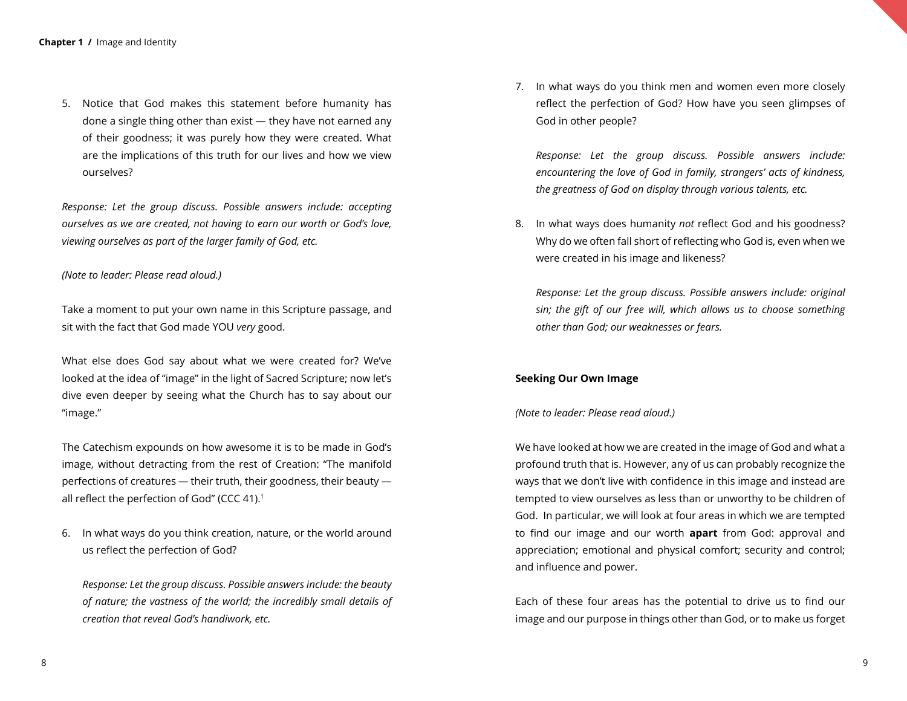5. Notice that God makes this statement before humanity has done a single thing other than exist — they have not earned any of their goodness; it was purely how they were created. What are the implications of this truth for our lives and how we view ourselves?

*Response: Let the group discuss. Possible answers include: accepting ourselves as we are created, not having to earn our worth or God's love, viewing ourselves as part of the larger family of God, etc.*

*(Note to leader: Please read aloud.)*

Take a moment to put your own name in this Scripture passage, and sit with the fact that God made YOU *very* good.

What else does God say about what we were created for? We've looked at the idea of "image" in the light of Sacred Scripture; now let's dive even deeper by seeing what the Church has to say about our "image."

The Catechism expounds on how awesome it is to be made in God's image, without detracting from the rest of Creation: "The manifold perfections of creatures — their truth, their goodness, their beauty — all reflect the perfection of God" (CCC 41).[1]

6. In what ways do you think creation, nature, or the world around us reflect the perfection of God?

   *Response: Let the group discuss. Possible answers include: the beauty of nature; the vastness of the world; the incredibly small details of creation that reveal God's handiwork, etc.*

7. In what ways do you think men and women even more closely reflect the perfection of God? How have you seen glimpses of God in other people?

   *Response: Let the group discuss. Possible answers include: encountering the love of God in family, strangers' acts of kindness, the greatness of God on display through various talents, etc.*

8. In what ways does humanity *not* reflect God and his goodness? Why do we often fall short of reflecting who God is, even when we were created in his image and likeness?

   *Response: Let the group discuss. Possible answers include: original sin; the gift of our free will, which allows us to choose something other than God; our weaknesses or fears.*

**Seeking Our Own Image**

*(Note to leader: Please read aloud.)*

We have looked at how we are created in the image of God and what a profound truth that is. However, any of us can probably recognize the ways that we don't live with confidence in this image and instead are tempted to view ourselves as less than or unworthy to be children of God. In particular, we will look at four areas in which we are tempted to find our image and our worth **apart** from God: approval and appreciation; emotional and physical comfort; security and control; and influence and power.

Each of these four areas has the potential to drive us to find our image and our purpose in things other than God, or to make us forget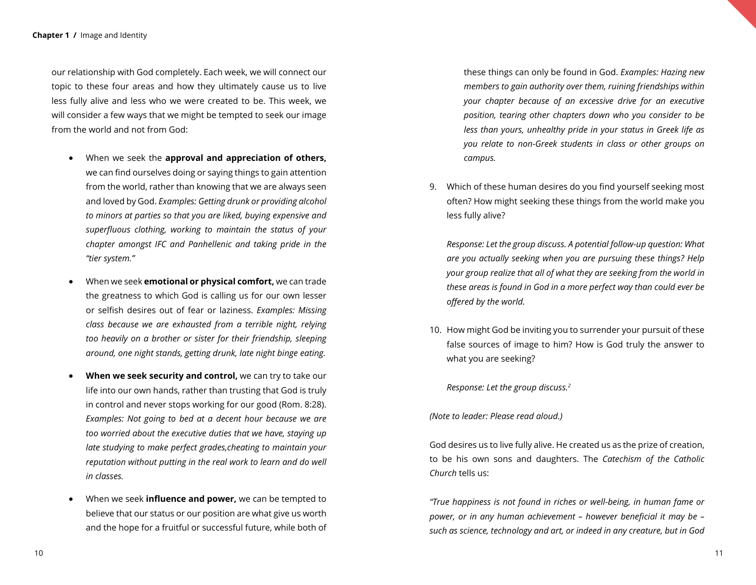our relationship with God completely. Each week, we will connect our topic to these four areas and how they ultimately cause us to live less fully alive and less who we were created to be. This week, we will consider a few ways that we might be tempted to seek our image from the world and not from God:

- When we seek the **approval and appreciation of others,** we can find ourselves doing or saying things to gain attention from the world, rather than knowing that we are always seen and loved by God. *Examples: Getting drunk or providing alcohol to minors at parties so that you are liked, buying expensive and superfluous clothing, working to maintain the status of your chapter amongst IFC and Panhellenic and taking pride in the "tier system."*

- When we seek **emotional or physical comfort,** we can trade the greatness to which God is calling us for our own lesser or selfish desires out of fear or laziness. *Examples: Missing class because we are exhausted from a terrible night, relying too heavily on a brother or sister for their friendship, sleeping around, one night stands, getting drunk, late night binge eating.*

- **When we seek security and control,** we can try to take our life into our own hands, rather than trusting that God is truly in control and never stops working for our good (Rom. 8:28). *Examples: Not going to bed at a decent hour because we are too worried about the executive duties that we have, staying up late studying to make perfect grades,cheating to maintain your reputation without putting in the real work to learn and do well in classes.*

- When we seek **influence and power,** we can be tempted to believe that our status or our position are what give us worth and the hope for a fruitful or successful future, while both of these things can only be found in God. *Examples: Hazing new members to gain authority over them, ruining friendships within your chapter because of an excessive drive for an executive position, tearing other chapters down who you consider to be less than yours, unhealthy pride in your status in Greek life as you relate to non-Greek students in class or other groups on campus.*

9. Which of these human desires do you find yourself seeking most often? How might seeking these things from the world make you less fully alive?

   *Response: Let the group discuss. A potential follow-up question: What are you actually seeking when you are pursuing these things? Help your group realize that all of what they are seeking from the world in these areas is found in God in a more perfect way than could ever be offered by the world.*

10. How might God be inviting you to surrender your pursuit of these false sources of image to him? How is God truly the answer to what you are seeking?

    *Response: Let the group discuss.*[2]

*(Note to leader: Please read aloud.)*

God desires us to live fully alive. He created us as the prize of creation, to be his own sons and daughters. The *Catechism of the Catholic Church* tells us:

*"True happiness is not found in riches or well-being, in human fame or power, or in any human achievement – however beneficial it may be – such as science, technology and art, or indeed in any creature, but in God*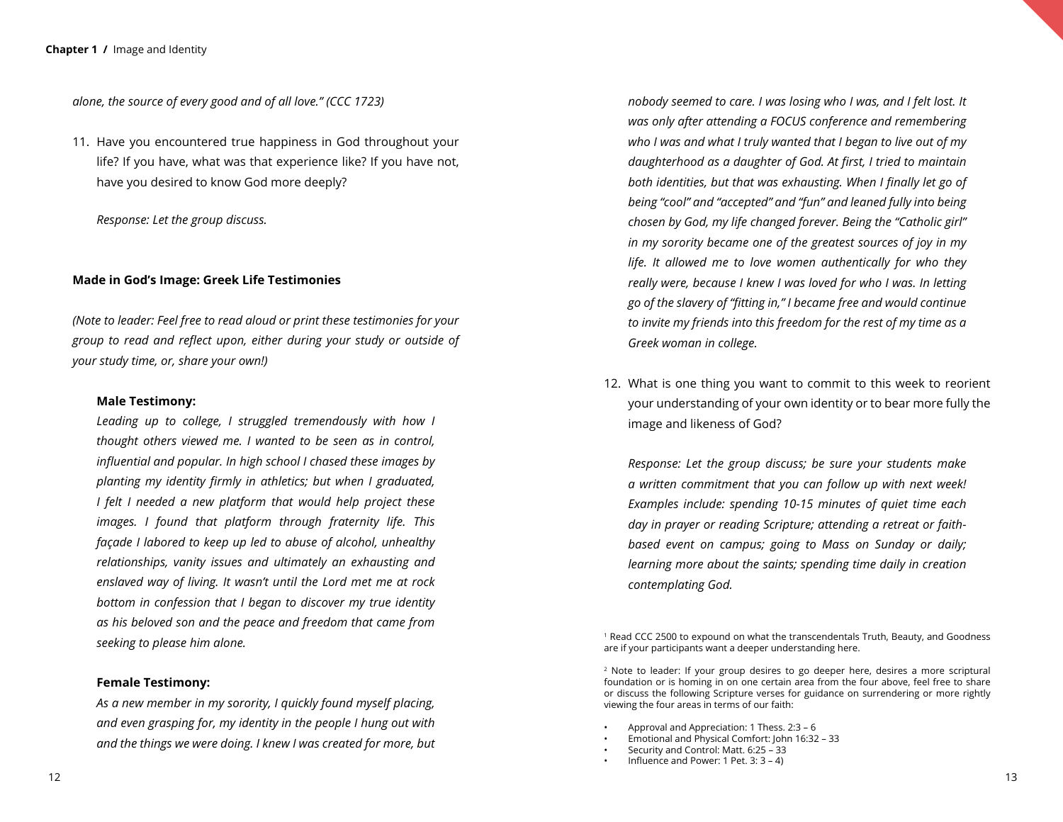*alone, the source of every good and of all love." (CCC 1723)*

11. Have you encountered true happiness in God throughout your life? If you have, what was that experience like? If you have not, have you desired to know God more deeply?

    *Response: Let the group discuss.*

**Made in God's Image: Greek Life Testimonies**

*(Note to leader: Feel free to read aloud or print these testimonies for your group to read and reflect upon, either during your study or outside of your study time, or, share your own!)*

**Male Testimony:**

*Leading up to college, I struggled tremendously with how I thought others viewed me. I wanted to be seen as in control, influential and popular. In high school I chased these images by planting my identity firmly in athletics; but when I graduated, I felt I needed a new platform that would help project these images. I found that platform through fraternity life. This façade I labored to keep up led to abuse of alcohol, unhealthy relationships, vanity issues and ultimately an exhausting and enslaved way of living. It wasn't until the Lord met me at rock bottom in confession that I began to discover my true identity as his beloved son and the peace and freedom that came from seeking to please him alone.*

**Female Testimony:**

*As a new member in my sorority, I quickly found myself placing, and even grasping for, my identity in the people I hung out with and the things we were doing. I knew I was created for more, but nobody seemed to care. I was losing who I was, and I felt lost. It was only after attending a FOCUS conference and remembering who I was and what I truly wanted that I began to live out of my daughterhood as a daughter of God. At first, I tried to maintain both identities, but that was exhausting. When I finally let go of being "cool" and "accepted" and "fun" and leaned fully into being chosen by God, my life changed forever. Being the "Catholic girl" in my sorority became one of the greatest sources of joy in my life. It allowed me to love women authentically for who they really were, because I knew I was loved for who I was. In letting go of the slavery of "fitting in," I became free and would continue to invite my friends into this freedom for the rest of my time as a Greek woman in college.*

12. What is one thing you want to commit to this week to reorient your understanding of your own identity or to bear more fully the image and likeness of God?

    *Response: Let the group discuss; be sure your students make a written commitment that you can follow up with next week! Examples include: spending 10-15 minutes of quiet time each day in prayer or reading Scripture; attending a retreat or faith-based event on campus; going to Mass on Sunday or daily; learning more about the saints; spending time daily in creation contemplating God.*

[1] Read CCC 2500 to expound on what the transcendentals Truth, Beauty, and Goodness are if your participants want a deeper understanding here.

[2] Note to leader: If your group desires to go deeper here, desires a more scriptural foundation or is homing in on one certain area from the four above, feel free to share or discuss the following Scripture verses for guidance on surrendering or more rightly viewing the four areas in terms of our faith:

- Approval and Appreciation: 1 Thess. 2:3 – 6
- Emotional and Physical Comfort: John 16:32 – 33
- Security and Control: Matt. 6:25 – 33
- Influence and Power: 1 Pet. 3: 3 – 4)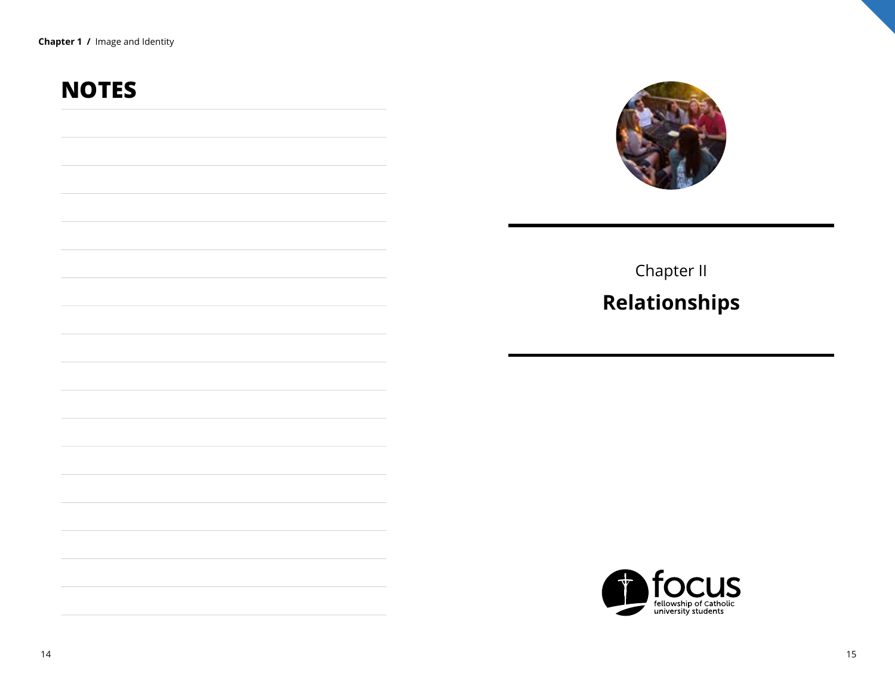## NOTES

Chapter II

# Relationships

focus
fellowship of Catholic university students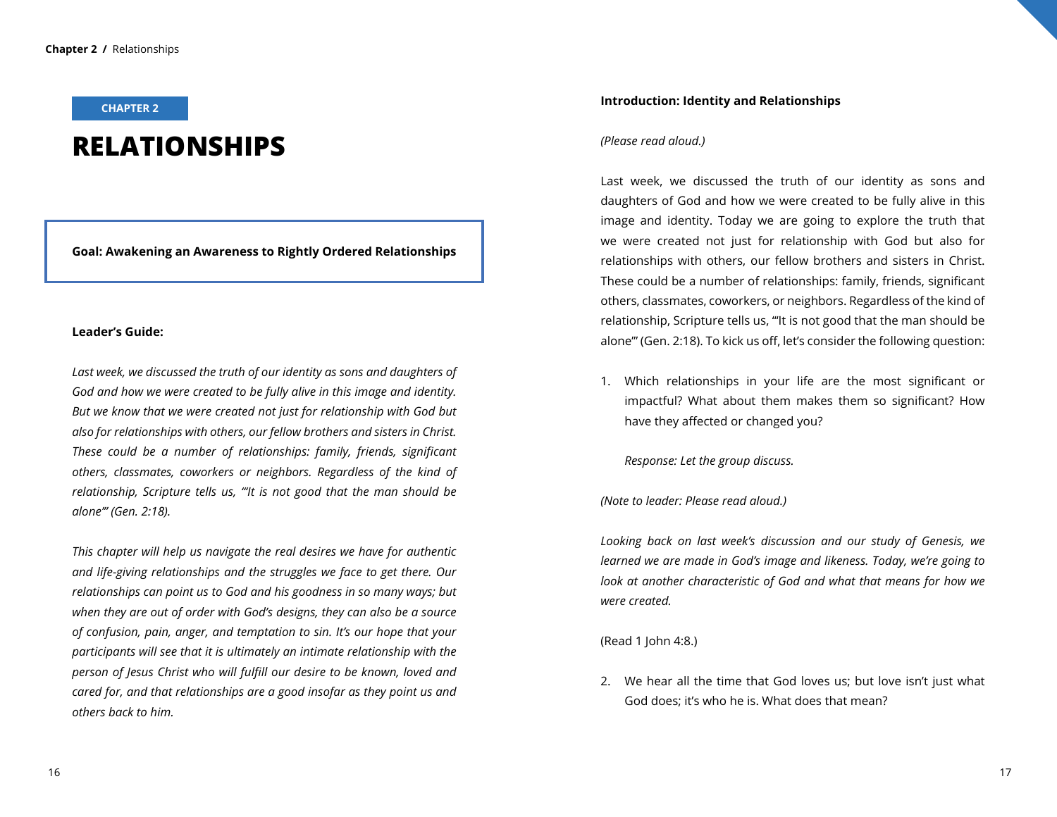CHAPTER 2

# RELATIONSHIPS

**Goal: Awakening an Awareness to Rightly Ordered Relationships**

**Leader's Guide:**

*Last week, we discussed the truth of our identity as sons and daughters of God and how we were created to be fully alive in this image and identity. But we know that we were created not just for relationship with God but also for relationships with others, our fellow brothers and sisters in Christ. These could be a number of relationships: family, friends, significant others, classmates, coworkers or neighbors. Regardless of the kind of relationship, Scripture tells us, "'It is not good that the man should be alone'" (Gen. 2:18).*

*This chapter will help us navigate the real desires we have for authentic and life-giving relationships and the struggles we face to get there. Our relationships can point us to God and his goodness in so many ways; but when they are out of order with God's designs, they can also be a source of confusion, pain, anger, and temptation to sin. It's our hope that your participants will see that it is ultimately an intimate relationship with the person of Jesus Christ who will fulfill our desire to be known, loved and cared for, and that relationships are a good insofar as they point us and others back to him.*

**Introduction: Identity and Relationships**

*(Please read aloud.)*

Last week, we discussed the truth of our identity as sons and daughters of God and how we were created to be fully alive in this image and identity. Today we are going to explore the truth that we were created not just for relationship with God but also for relationships with others, our fellow brothers and sisters in Christ. These could be a number of relationships: family, friends, significant others, classmates, coworkers, or neighbors. Regardless of the kind of relationship, Scripture tells us, "'It is not good that the man should be alone'" (Gen. 2:18). To kick us off, let's consider the following question:

1. Which relationships in your life are the most significant or impactful? What about them makes them so significant? How have they affected or changed you?

   *Response: Let the group discuss.*

*(Note to leader: Please read aloud.)*

*Looking back on last week's discussion and our study of Genesis, we learned we are made in God's image and likeness. Today, we're going to look at another characteristic of God and what that means for how we were created.*

(Read 1 John 4:8.)

2. We hear all the time that God loves us; but love isn't just what God does; it's who he is. What does that mean?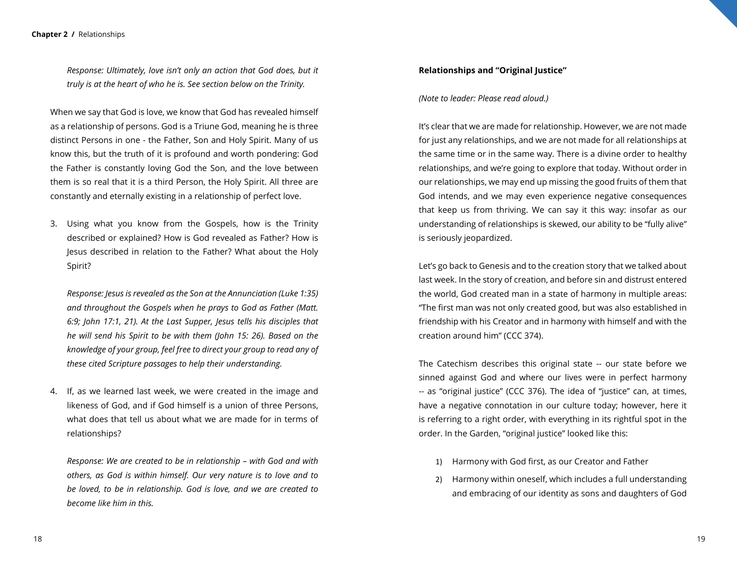*Response: Ultimately, love isn't only an action that God does, but it truly is at the heart of who he is. See section below on the Trinity.*

When we say that God is love, we know that God has revealed himself as a relationship of persons. God is a Triune God, meaning he is three distinct Persons in one - the Father, Son and Holy Spirit. Many of us know this, but the truth of it is profound and worth pondering: God the Father is constantly loving God the Son, and the love between them is so real that it is a third Person, the Holy Spirit. All three are constantly and eternally existing in a relationship of perfect love.

3. Using what you know from the Gospels, how is the Trinity described or explained? How is God revealed as Father? How is Jesus described in relation to the Father? What about the Holy Spirit?

   *Response: Jesus is revealed as the Son at the Annunciation (Luke 1:35) and throughout the Gospels when he prays to God as Father (Matt. 6:9; John 17:1, 21). At the Last Supper, Jesus tells his disciples that he will send his Spirit to be with them (John 15: 26). Based on the knowledge of your group, feel free to direct your group to read any of these cited Scripture passages to help their understanding.*

4. If, as we learned last week, we were created in the image and likeness of God, and if God himself is a union of three Persons, what does that tell us about what we are made for in terms of relationships?

   *Response: We are created to be in relationship – with God and with others, as God is within himself. Our very nature is to love and to be loved, to be in relationship. God is love, and we are created to become like him in this.*

**Relationships and "Original Justice"**

*(Note to leader: Please read aloud.)*

It's clear that we are made for relationship. However, we are not made for just any relationships, and we are not made for all relationships at the same time or in the same way. There is a divine order to healthy relationships, and we're going to explore that today. Without order in our relationships, we may end up missing the good fruits of them that God intends, and we may even experience negative consequences that keep us from thriving. We can say it this way: insofar as our understanding of relationships is skewed, our ability to be "fully alive" is seriously jeopardized.

Let's go back to Genesis and to the creation story that we talked about last week. In the story of creation, and before sin and distrust entered the world, God created man in a state of harmony in multiple areas: "The first man was not only created good, but was also established in friendship with his Creator and in harmony with himself and with the creation around him" (CCC 374).

The Catechism describes this original state -- our state before we sinned against God and where our lives were in perfect harmony -- as "original justice" (CCC 376). The idea of "justice" can, at times, have a negative connotation in our culture today; however, here it is referring to a right order, with everything in its rightful spot in the order. In the Garden, "original justice" looked like this:

1) Harmony with God first, as our Creator and Father
2) Harmony within oneself, which includes a full understanding and embracing of our identity as sons and daughters of God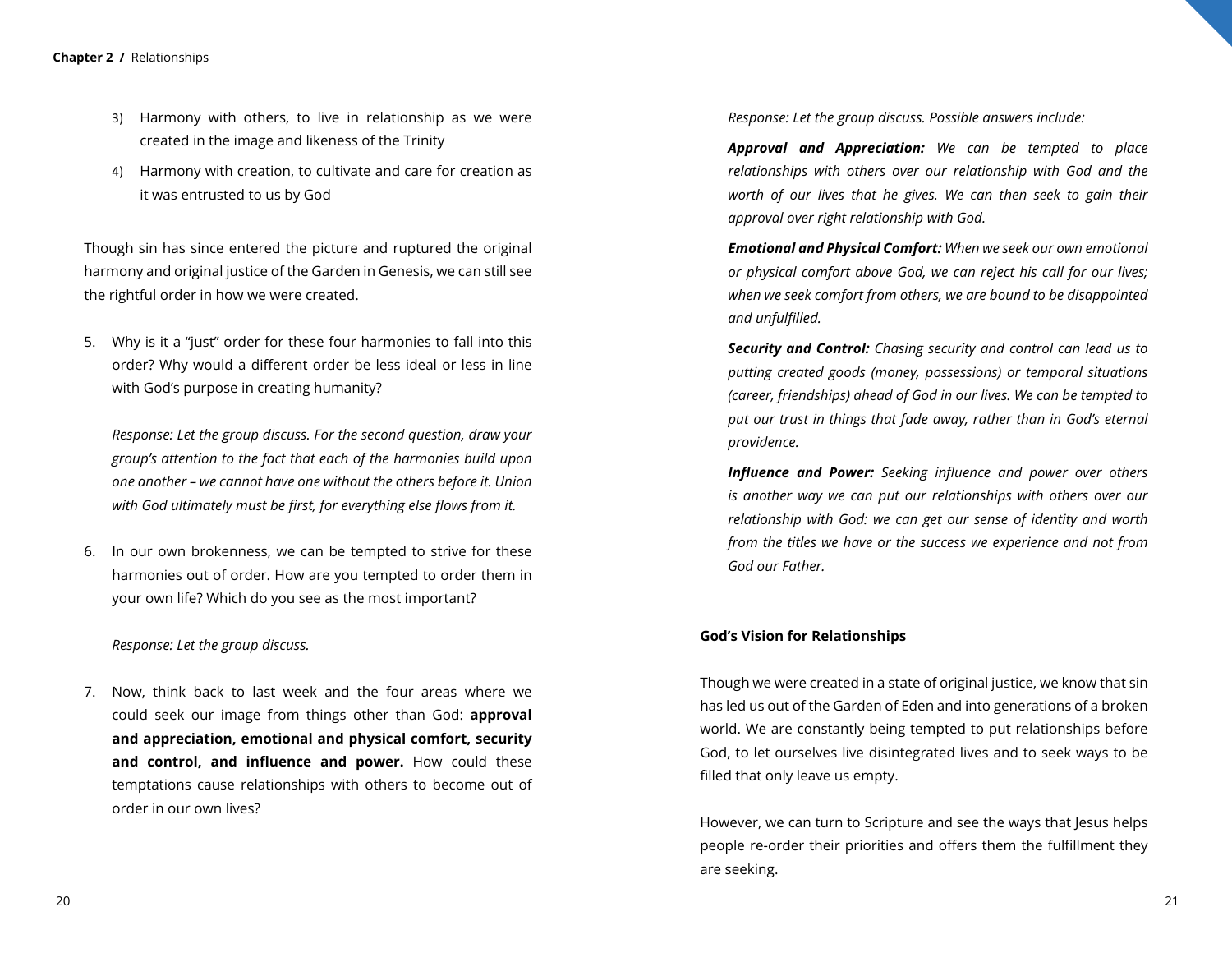3) Harmony with others, to live in relationship as we were created in the image and likeness of the Trinity
4) Harmony with creation, to cultivate and care for creation as it was entrusted to us by God

Though sin has since entered the picture and ruptured the original harmony and original justice of the Garden in Genesis, we can still see the rightful order in how we were created.

5. Why is it a "just" order for these four harmonies to fall into this order? Why would a different order be less ideal or less in line with God's purpose in creating humanity?

   *Response: Let the group discuss. For the second question, draw your group's attention to the fact that each of the harmonies build upon one another – we cannot have one without the others before it. Union with God ultimately must be first, for everything else flows from it.*

6. In our own brokenness, we can be tempted to strive for these harmonies out of order. How are you tempted to order them in your own life? Which do you see as the most important?

   *Response: Let the group discuss.*

7. Now, think back to last week and the four areas where we could seek our image from things other than God: **approval and appreciation, emotional and physical comfort, security and control, and influence and power.** How could these temptations cause relationships with others to become out of order in our own lives?

   *Response: Let the group discuss. Possible answers include:*

   ***Approval and Appreciation:*** *We can be tempted to place relationships with others over our relationship with God and the worth of our lives that he gives. We can then seek to gain their approval over right relationship with God.*

   ***Emotional and Physical Comfort:*** *When we seek our own emotional or physical comfort above God, we can reject his call for our lives; when we seek comfort from others, we are bound to be disappointed and unfulfilled.*

   ***Security and Control:*** *Chasing security and control can lead us to putting created goods (money, possessions) or temporal situations (career, friendships) ahead of God in our lives. We can be tempted to put our trust in things that fade away, rather than in God's eternal providence.*

   ***Influence and Power:*** *Seeking influence and power over others is another way we can put our relationships with others over our relationship with God: we can get our sense of identity and worth from the titles we have or the success we experience and not from God our Father.*

### God's Vision for Relationships

Though we were created in a state of original justice, we know that sin has led us out of the Garden of Eden and into generations of a broken world. We are constantly being tempted to put relationships before God, to let ourselves live disintegrated lives and to seek ways to be filled that only leave us empty.

However, we can turn to Scripture and see the ways that Jesus helps people re-order their priorities and offers them the fulfillment they are seeking.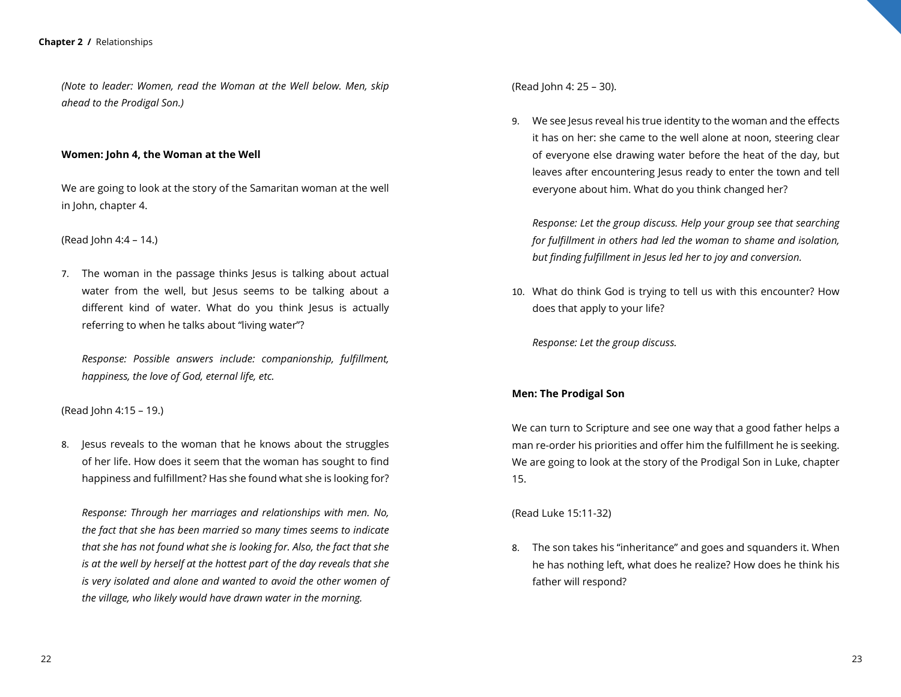*(Note to leader: Women, read the Woman at the Well below. Men, skip ahead to the Prodigal Son.)*

**Women: John 4, the Woman at the Well**

We are going to look at the story of the Samaritan woman at the well in John, chapter 4.

(Read John 4:4 – 14.)

7. The woman in the passage thinks Jesus is talking about actual water from the well, but Jesus seems to be talking about a different kind of water. What do you think Jesus is actually referring to when he talks about "living water"?

   *Response: Possible answers include: companionship, fulfillment, happiness, the love of God, eternal life, etc.*

(Read John 4:15 – 19.)

8. Jesus reveals to the woman that he knows about the struggles of her life. How does it seem that the woman has sought to find happiness and fulfillment? Has she found what she is looking for?

   *Response: Through her marriages and relationships with men. No, the fact that she has been married so many times seems to indicate that she has not found what she is looking for. Also, the fact that she is at the well by herself at the hottest part of the day reveals that she is very isolated and alone and wanted to avoid the other women of the village, who likely would have drawn water in the morning.*

(Read John 4: 25 – 30).

9. We see Jesus reveal his true identity to the woman and the effects it has on her: she came to the well alone at noon, steering clear of everyone else drawing water before the heat of the day, but leaves after encountering Jesus ready to enter the town and tell everyone about him. What do you think changed her?

   *Response: Let the group discuss. Help your group see that searching for fulfillment in others had led the woman to shame and isolation, but finding fulfillment in Jesus led her to joy and conversion.*

10. What do think God is trying to tell us with this encounter? How does that apply to your life?

    *Response: Let the group discuss.*

**Men: The Prodigal Son**

We can turn to Scripture and see one way that a good father helps a man re-order his priorities and offer him the fulfillment he is seeking. We are going to look at the story of the Prodigal Son in Luke, chapter 15.

(Read Luke 15:11-32)

8. The son takes his "inheritance" and goes and squanders it. When he has nothing left, what does he realize? How does he think his father will respond?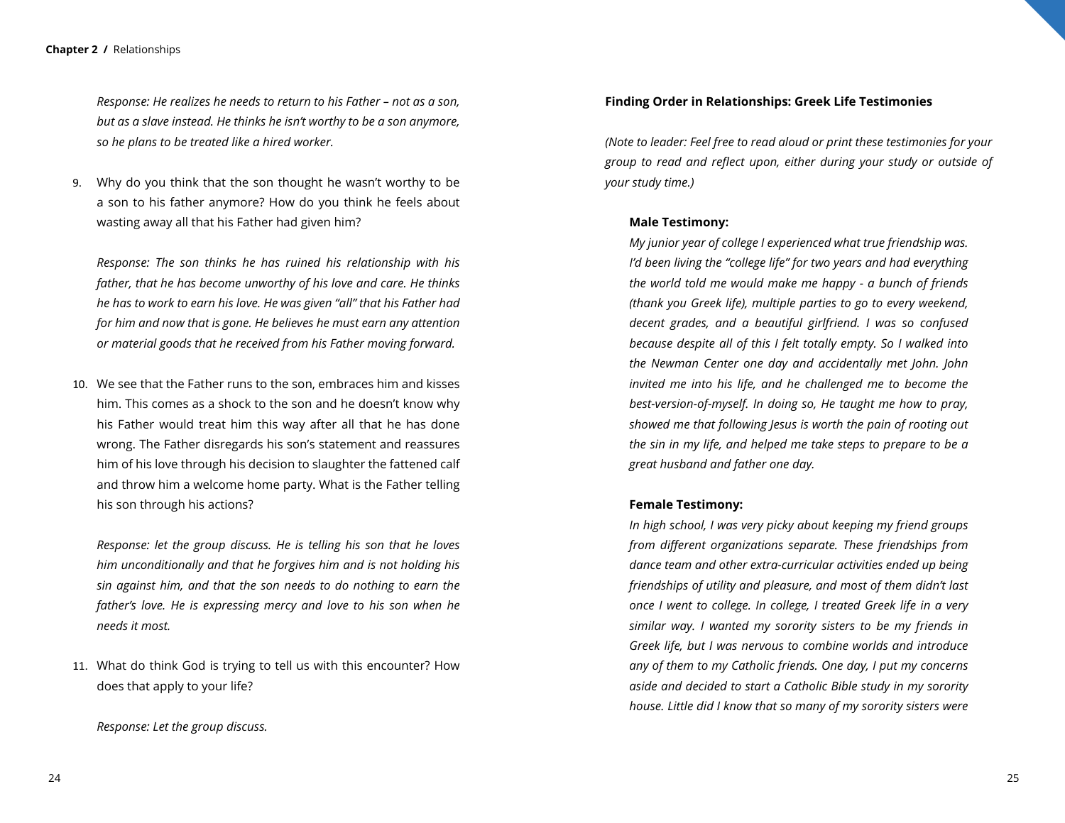*Response: He realizes he needs to return to his Father – not as a son, but as a slave instead. He thinks he isn't worthy to be a son anymore, so he plans to be treated like a hired worker.*

9. Why do you think that the son thought he wasn't worthy to be a son to his father anymore? How do you think he feels about wasting away all that his Father had given him?

   *Response: The son thinks he has ruined his relationship with his father, that he has become unworthy of his love and care. He thinks he has to work to earn his love. He was given "all" that his Father had for him and now that is gone. He believes he must earn any attention or material goods that he received from his Father moving forward.*

10. We see that the Father runs to the son, embraces him and kisses him. This comes as a shock to the son and he doesn't know why his Father would treat him this way after all that he has done wrong. The Father disregards his son's statement and reassures him of his love through his decision to slaughter the fattened calf and throw him a welcome home party. What is the Father telling his son through his actions?

    *Response: let the group discuss. He is telling his son that he loves him unconditionally and that he forgives him and is not holding his sin against him, and that the son needs to do nothing to earn the father's love. He is expressing mercy and love to his son when he needs it most.*

11. What do think God is trying to tell us with this encounter? How does that apply to your life?

    *Response: Let the group discuss.*

**Finding Order in Relationships: Greek Life Testimonies**

*(Note to leader: Feel free to read aloud or print these testimonies for your group to read and reflect upon, either during your study or outside of your study time.)*

**Male Testimony:**

*My junior year of college I experienced what true friendship was. I'd been living the "college life" for two years and had everything the world told me would make me happy - a bunch of friends (thank you Greek life), multiple parties to go to every weekend, decent grades, and a beautiful girlfriend. I was so confused because despite all of this I felt totally empty. So I walked into the Newman Center one day and accidentally met John. John invited me into his life, and he challenged me to become the best-version-of-myself. In doing so, He taught me how to pray, showed me that following Jesus is worth the pain of rooting out the sin in my life, and helped me take steps to prepare to be a great husband and father one day.*

**Female Testimony:**

*In high school, I was very picky about keeping my friend groups from different organizations separate. These friendships from dance team and other extra-curricular activities ended up being friendships of utility and pleasure, and most of them didn't last once I went to college. In college, I treated Greek life in a very similar way. I wanted my sorority sisters to be my friends in Greek life, but I was nervous to combine worlds and introduce any of them to my Catholic friends. One day, I put my concerns aside and decided to start a Catholic Bible study in my sorority house. Little did I know that so many of my sorority sisters were*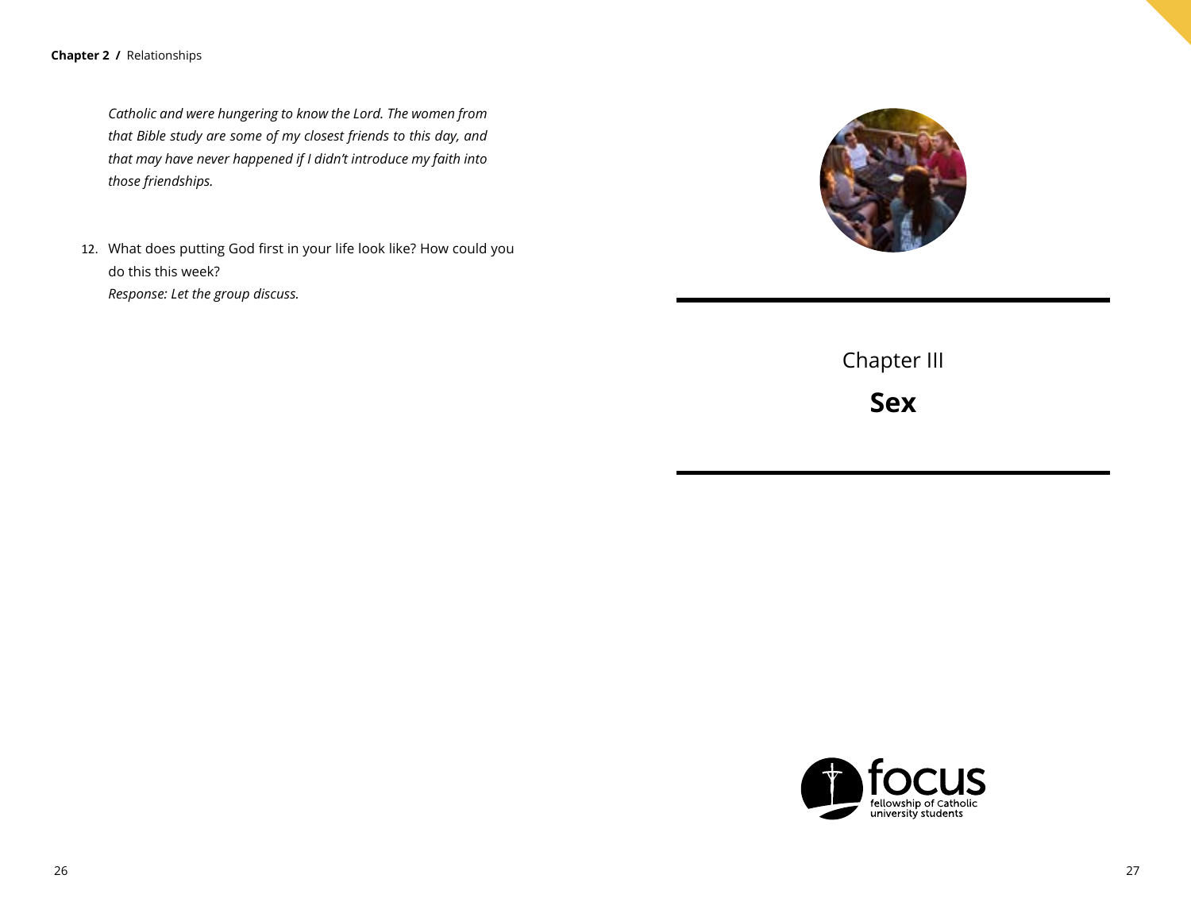*Catholic and were hungering to know the Lord. The women from that Bible study are some of my closest friends to this day, and that may have never happened if I didn't introduce my faith into those friendships.*

12. What does putting God first in your life look like? How could you do this this week?
    *Response: Let the group discuss.*

# Chapter III

## **Sex**

focus
fellowship of Catholic university students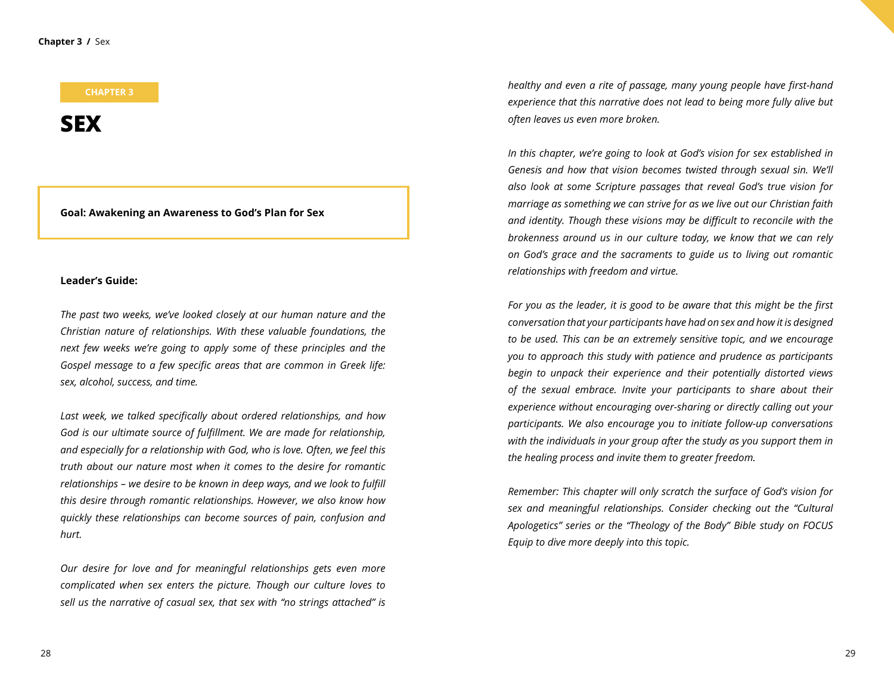CHAPTER 3

# SEX

**Goal: Awakening an Awareness to God's Plan for Sex**

**Leader's Guide:**

*The past two weeks, we've looked closely at our human nature and the Christian nature of relationships. With these valuable foundations, the next few weeks we're going to apply some of these principles and the Gospel message to a few specific areas that are common in Greek life: sex, alcohol, success, and time.*

*Last week, we talked specifically about ordered relationships, and how God is our ultimate source of fulfillment. We are made for relationship, and especially for a relationship with God, who is love. Often, we feel this truth about our nature most when it comes to the desire for romantic relationships – we desire to be known in deep ways, and we look to fulfill this desire through romantic relationships. However, we also know how quickly these relationships can become sources of pain, confusion and hurt.*

*Our desire for love and for meaningful relationships gets even more complicated when sex enters the picture. Though our culture loves to sell us the narrative of casual sex, that sex with "no strings attached" is healthy and even a rite of passage, many young people have first-hand experience that this narrative does not lead to being more fully alive but often leaves us even more broken.*

*In this chapter, we're going to look at God's vision for sex established in Genesis and how that vision becomes twisted through sexual sin. We'll also look at some Scripture passages that reveal God's true vision for marriage as something we can strive for as we live out our Christian faith and identity. Though these visions may be difficult to reconcile with the brokenness around us in our culture today, we know that we can rely on God's grace and the sacraments to guide us to living out romantic relationships with freedom and virtue.*

*For you as the leader, it is good to be aware that this might be the first conversation that your participants have had on sex and how it is designed to be used. This can be an extremely sensitive topic, and we encourage you to approach this study with patience and prudence as participants begin to unpack their experience and their potentially distorted views of the sexual embrace. Invite your participants to share about their experience without encouraging over-sharing or directly calling out your participants. We also encourage you to initiate follow-up conversations with the individuals in your group after the study as you support them in the healing process and invite them to greater freedom.*

*Remember: This chapter will only scratch the surface of God's vision for sex and meaningful relationships. Consider checking out the "Cultural Apologetics" series or the "Theology of the Body" Bible study on FOCUS Equip to dive more deeply into this topic.*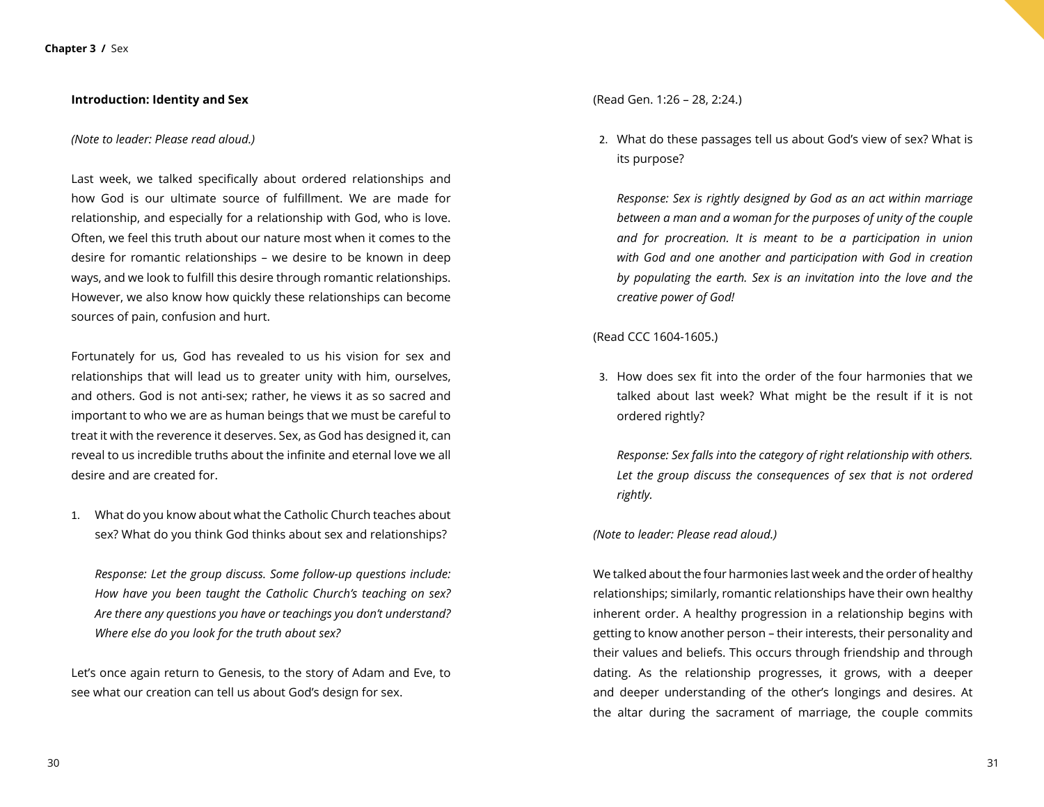### Introduction: Identity and Sex

*(Note to leader: Please read aloud.)*

Last week, we talked specifically about ordered relationships and how God is our ultimate source of fulfillment. We are made for relationship, and especially for a relationship with God, who is love. Often, we feel this truth about our nature most when it comes to the desire for romantic relationships – we desire to be known in deep ways, and we look to fulfill this desire through romantic relationships. However, we also know how quickly these relationships can become sources of pain, confusion and hurt.

Fortunately for us, God has revealed to us his vision for sex and relationships that will lead us to greater unity with him, ourselves, and others. God is not anti-sex; rather, he views it as so sacred and important to who we are as human beings that we must be careful to treat it with the reverence it deserves. Sex, as God has designed it, can reveal to us incredible truths about the infinite and eternal love we all desire and are created for.

1. What do you know about what the Catholic Church teaches about sex? What do you think God thinks about sex and relationships?

   *Response: Let the group discuss. Some follow-up questions include: How have you been taught the Catholic Church's teaching on sex? Are there any questions you have or teachings you don't understand? Where else do you look for the truth about sex?*

Let's once again return to Genesis, to the story of Adam and Eve, to see what our creation can tell us about God's design for sex.

(Read Gen. 1:26 – 28, 2:24.)

2. What do these passages tell us about God's view of sex? What is its purpose?

   *Response: Sex is rightly designed by God as an act within marriage between a man and a woman for the purposes of unity of the couple and for procreation. It is meant to be a participation in union with God and one another and participation with God in creation by populating the earth. Sex is an invitation into the love and the creative power of God!*

(Read CCC 1604-1605.)

3. How does sex fit into the order of the four harmonies that we talked about last week? What might be the result if it is not ordered rightly?

   *Response: Sex falls into the category of right relationship with others. Let the group discuss the consequences of sex that is not ordered rightly.*

*(Note to leader: Please read aloud.)*

We talked about the four harmonies last week and the order of healthy relationships; similarly, romantic relationships have their own healthy inherent order. A healthy progression in a relationship begins with getting to know another person – their interests, their personality and their values and beliefs. This occurs through friendship and through dating. As the relationship progresses, it grows, with a deeper and deeper understanding of the other's longings and desires. At the altar during the sacrament of marriage, the couple commits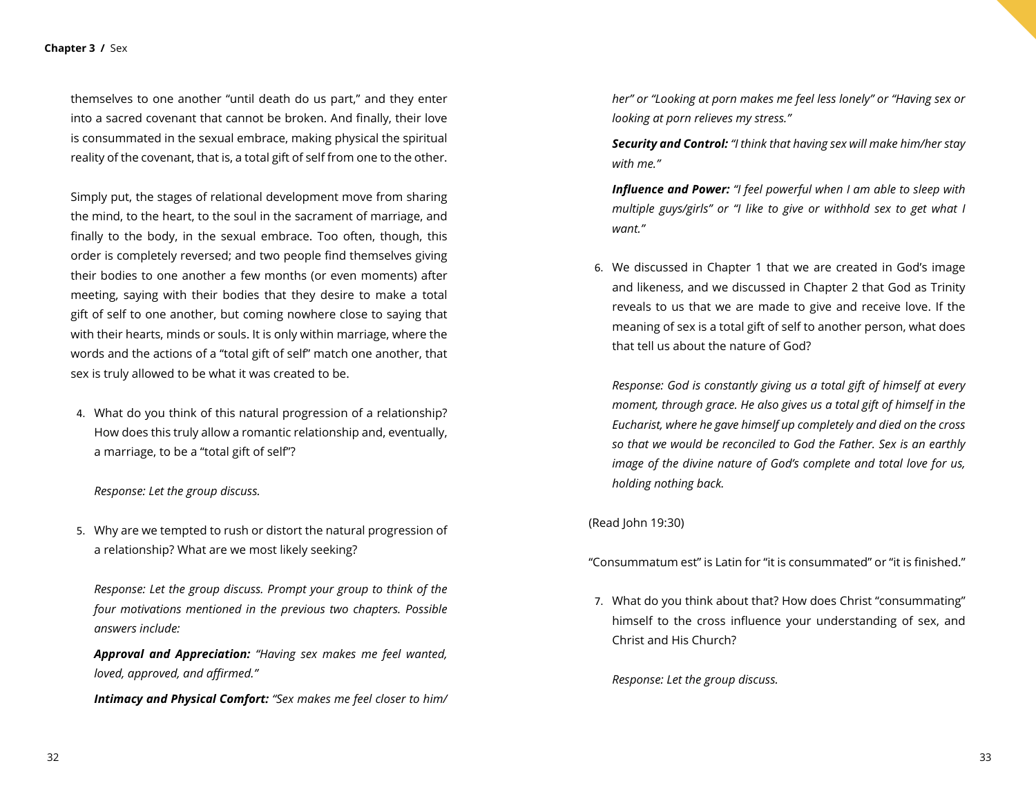themselves to one another "until death do us part," and they enter into a sacred covenant that cannot be broken. And finally, their love is consummated in the sexual embrace, making physical the spiritual reality of the covenant, that is, a total gift of self from one to the other.

Simply put, the stages of relational development move from sharing the mind, to the heart, to the soul in the sacrament of marriage, and finally to the body, in the sexual embrace. Too often, though, this order is completely reversed; and two people find themselves giving their bodies to one another a few months (or even moments) after meeting, saying with their bodies that they desire to make a total gift of self to one another, but coming nowhere close to saying that with their hearts, minds or souls. It is only within marriage, where the words and the actions of a "total gift of self" match one another, that sex is truly allowed to be what it was created to be.

4. What do you think of this natural progression of a relationship? How does this truly allow a romantic relationship and, eventually, a marriage, to be a "total gift of self"?

   *Response: Let the group discuss.*

5. Why are we tempted to rush or distort the natural progression of a relationship? What are we most likely seeking?

   *Response: Let the group discuss. Prompt your group to think of the four motivations mentioned in the previous two chapters. Possible answers include:*

   ***Approval and Appreciation:*** *"Having sex makes me feel wanted, loved, approved, and affirmed."*

   ***Intimacy and Physical Comfort:*** *"Sex makes me feel closer to him/her" or "Looking at porn makes me feel less lonely" or "Having sex or looking at porn relieves my stress."*

   ***Security and Control:*** *"I think that having sex will make him/her stay with me."*

   ***Influence and Power:*** *"I feel powerful when I am able to sleep with multiple guys/girls" or "I like to give or withhold sex to get what I want."*

6. We discussed in Chapter 1 that we are created in God's image and likeness, and we discussed in Chapter 2 that God as Trinity reveals to us that we are made to give and receive love. If the meaning of sex is a total gift of self to another person, what does that tell us about the nature of God?

   *Response: God is constantly giving us a total gift of himself at every moment, through grace. He also gives us a total gift of himself in the Eucharist, where he gave himself up completely and died on the cross so that we would be reconciled to God the Father. Sex is an earthly image of the divine nature of God's complete and total love for us, holding nothing back.*

(Read John 19:30)

"Consummatum est" is Latin for "it is consummated" or "it is finished."

7. What do you think about that? How does Christ "consummating" himself to the cross influence your understanding of sex, and Christ and His Church?

   *Response: Let the group discuss.*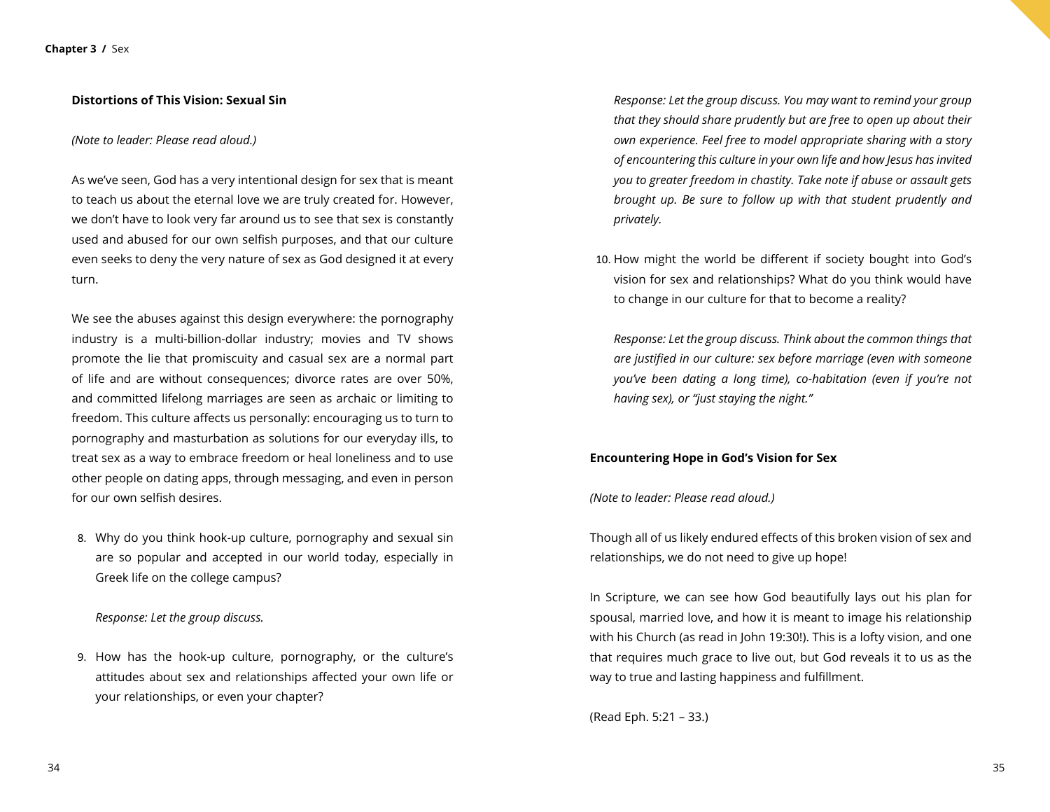### Distortions of This Vision: Sexual Sin

*(Note to leader: Please read aloud.)*

As we've seen, God has a very intentional design for sex that is meant to teach us about the eternal love we are truly created for. However, we don't have to look very far around us to see that sex is constantly used and abused for our own selfish purposes, and that our culture even seeks to deny the very nature of sex as God designed it at every turn.

We see the abuses against this design everywhere: the pornography industry is a multi-billion-dollar industry; movies and TV shows promote the lie that promiscuity and casual sex are a normal part of life and are without consequences; divorce rates are over 50%, and committed lifelong marriages are seen as archaic or limiting to freedom. This culture affects us personally: encouraging us to turn to pornography and masturbation as solutions for our everyday ills, to treat sex as a way to embrace freedom or heal loneliness and to use other people on dating apps, through messaging, and even in person for our own selfish desires.

8. Why do you think hook-up culture, pornography and sexual sin are so popular and accepted in our world today, especially in Greek life on the college campus?

   *Response: Let the group discuss.*

9. How has the hook-up culture, pornography, or the culture's attitudes about sex and relationships affected your own life or your relationships, or even your chapter?

   *Response: Let the group discuss. You may want to remind your group that they should share prudently but are free to open up about their own experience. Feel free to model appropriate sharing with a story of encountering this culture in your own life and how Jesus has invited you to greater freedom in chastity. Take note if abuse or assault gets brought up. Be sure to follow up with that student prudently and privately.*

10. How might the world be different if society bought into God's vision for sex and relationships? What do you think would have to change in our culture for that to become a reality?

    *Response: Let the group discuss. Think about the common things that are justified in our culture: sex before marriage (even with someone you've been dating a long time), co-habitation (even if you're not having sex), or "just staying the night."*

### Encountering Hope in God's Vision for Sex

*(Note to leader: Please read aloud.)*

Though all of us likely endured effects of this broken vision of sex and relationships, we do not need to give up hope!

In Scripture, we can see how God beautifully lays out his plan for spousal, married love, and how it is meant to image his relationship with his Church (as read in John 19:30!). This is a lofty vision, and one that requires much grace to live out, but God reveals it to us as the way to true and lasting happiness and fulfillment.

(Read Eph. 5:21 – 33.)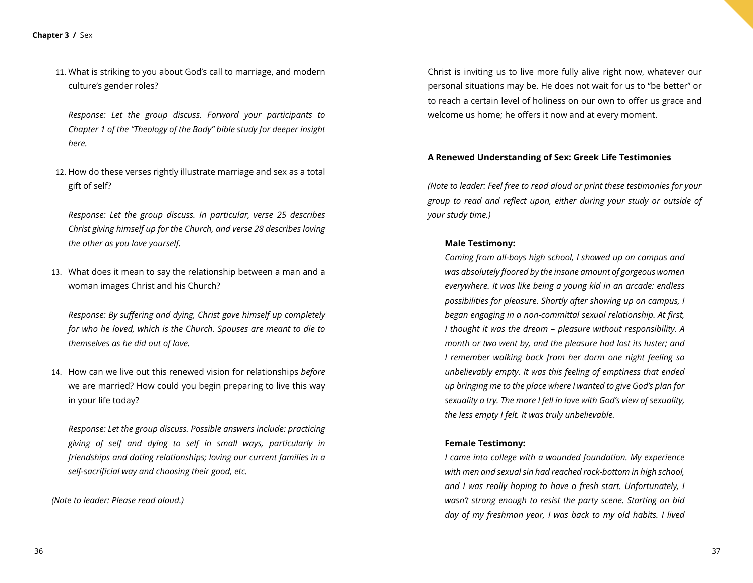11. What is striking to you about God's call to marriage, and modern culture's gender roles?

    *Response: Let the group discuss. Forward your participants to Chapter 1 of the "Theology of the Body" bible study for deeper insight here.*

12. How do these verses rightly illustrate marriage and sex as a total gift of self?

    *Response: Let the group discuss. In particular, verse 25 describes Christ giving himself up for the Church, and verse 28 describes loving the other as you love yourself.*

13. What does it mean to say the relationship between a man and a woman images Christ and his Church?

    *Response: By suffering and dying, Christ gave himself up completely for who he loved, which is the Church. Spouses are meant to die to themselves as he did out of love.*

14. How can we live out this renewed vision for relationships *before* we are married? How could you begin preparing to live this way in your life today?

    *Response: Let the group discuss. Possible answers include: practicing giving of self and dying to self in small ways, particularly in friendships and dating relationships; loving our current families in a self-sacrificial way and choosing their good, etc.*

*(Note to leader: Please read aloud.)*

Christ is inviting us to live more fully alive right now, whatever our personal situations may be. He does not wait for us to "be better" or to reach a certain level of holiness on our own to offer us grace and welcome us home; he offers it now and at every moment.

**A Renewed Understanding of Sex: Greek Life Testimonies**

*(Note to leader: Feel free to read aloud or print these testimonies for your group to read and reflect upon, either during your study or outside of your study time.)*

**Male Testimony:**

*Coming from all-boys high school, I showed up on campus and was absolutely floored by the insane amount of gorgeous women everywhere. It was like being a young kid in an arcade: endless possibilities for pleasure. Shortly after showing up on campus, I began engaging in a non-committal sexual relationship. At first, I thought it was the dream – pleasure without responsibility. A month or two went by, and the pleasure had lost its luster; and I remember walking back from her dorm one night feeling so unbelievably empty. It was this feeling of emptiness that ended up bringing me to the place where I wanted to give God's plan for sexuality a try. The more I fell in love with God's view of sexuality, the less empty I felt. It was truly unbelievable.*

**Female Testimony:**

*I came into college with a wounded foundation. My experience with men and sexual sin had reached rock-bottom in high school, and I was really hoping to have a fresh start. Unfortunately, I wasn't strong enough to resist the party scene. Starting on bid day of my freshman year, I was back to my old habits. I lived*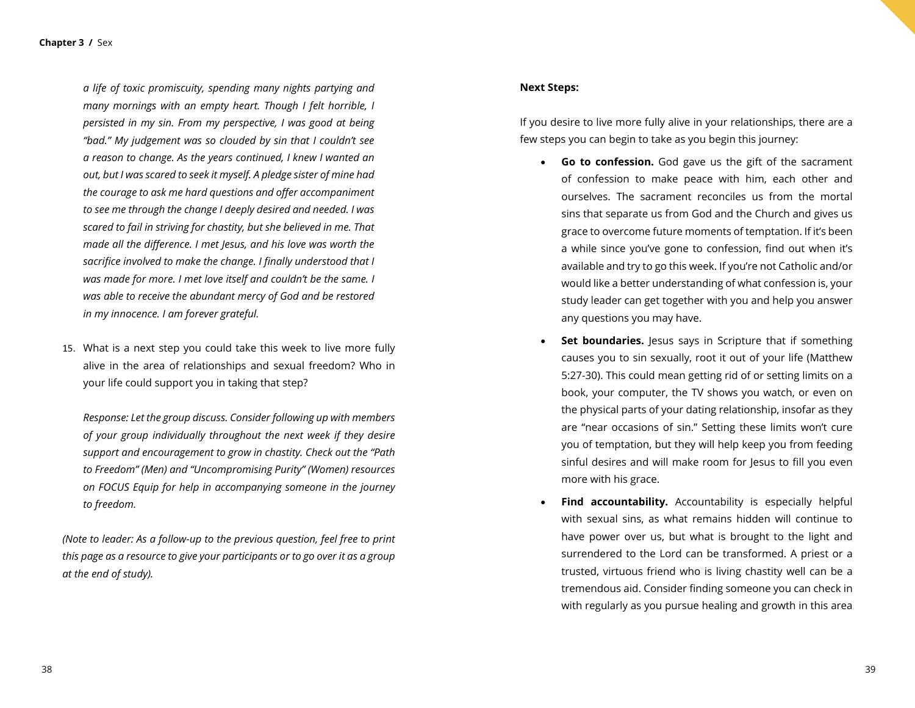*a life of toxic promiscuity, spending many nights partying and many mornings with an empty heart. Though I felt horrible, I persisted in my sin. From my perspective, I was good at being "bad." My judgement was so clouded by sin that I couldn't see a reason to change. As the years continued, I knew I wanted an out, but I was scared to seek it myself. A pledge sister of mine had the courage to ask me hard questions and offer accompaniment to see me through the change I deeply desired and needed. I was scared to fail in striving for chastity, but she believed in me. That made all the difference. I met Jesus, and his love was worth the sacrifice involved to make the change. I finally understood that I was made for more. I met love itself and couldn't be the same. I was able to receive the abundant mercy of God and be restored in my innocence. I am forever grateful.*

15. What is a next step you could take this week to live more fully alive in the area of relationships and sexual freedom? Who in your life could support you in taking that step?

    *Response: Let the group discuss. Consider following up with members of your group individually throughout the next week if they desire support and encouragement to grow in chastity. Check out the "Path to Freedom" (Men) and "Uncompromising Purity" (Women) resources on FOCUS Equip for help in accompanying someone in the journey to freedom.*

*(Note to leader: As a follow-up to the previous question, feel free to print this page as a resource to give your participants or to go over it as a group at the end of study).*

**Next Steps:**

If you desire to live more fully alive in your relationships, there are a few steps you can begin to take as you begin this journey:

- **Go to confession.** God gave us the gift of the sacrament of confession to make peace with him, each other and ourselves. The sacrament reconciles us from the mortal sins that separate us from God and the Church and gives us grace to overcome future moments of temptation. If it's been a while since you've gone to confession, find out when it's available and try to go this week. If you're not Catholic and/or would like a better understanding of what confession is, your study leader can get together with you and help you answer any questions you may have.
- **Set boundaries.** Jesus says in Scripture that if something causes you to sin sexually, root it out of your life (Matthew 5:27-30). This could mean getting rid of or setting limits on a book, your computer, the TV shows you watch, or even on the physical parts of your dating relationship, insofar as they are "near occasions of sin." Setting these limits won't cure you of temptation, but they will help keep you from feeding sinful desires and will make room for Jesus to fill you even more with his grace.
- **Find accountability.** Accountability is especially helpful with sexual sins, as what remains hidden will continue to have power over us, but what is brought to the light and surrendered to the Lord can be transformed. A priest or a trusted, virtuous friend who is living chastity well can be a tremendous aid. Consider finding someone you can check in with regularly as you pursue healing and growth in this area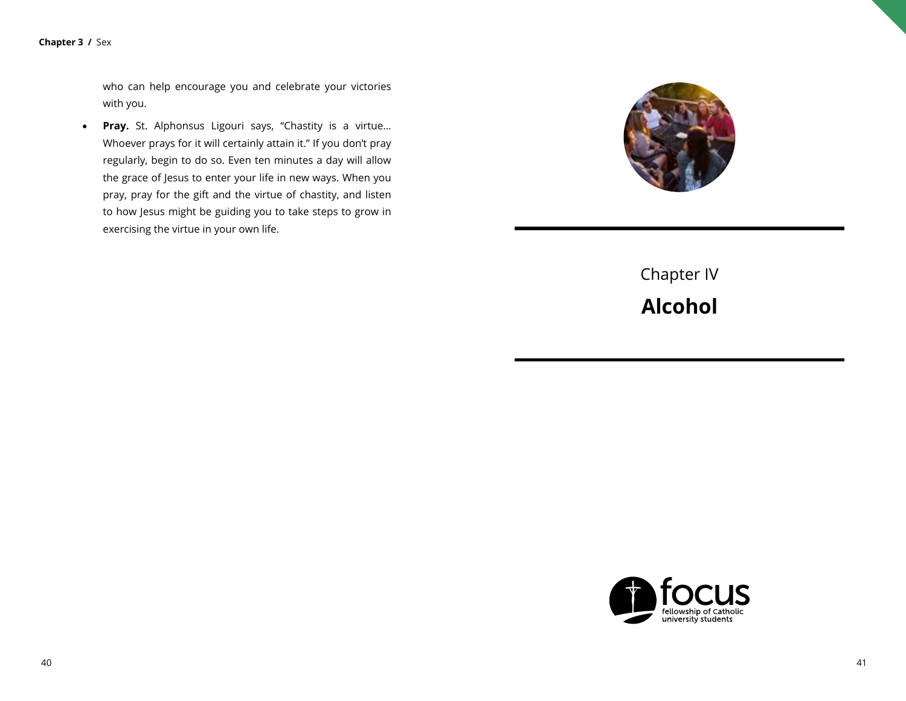who can help encourage you and celebrate your victories with you.

- **Pray.** St. Alphonsus Ligouri says, "Chastity is a virtue... Whoever prays for it will certainly attain it." If you don't pray regularly, begin to do so. Even ten minutes a day will allow the grace of Jesus to enter your life in new ways. When you pray, pray for the gift and the virtue of chastity, and listen to how Jesus might be guiding you to take steps to grow in exercising the virtue in your own life.

Chapter IV

# Alcohol

focus
fellowship of Catholic university students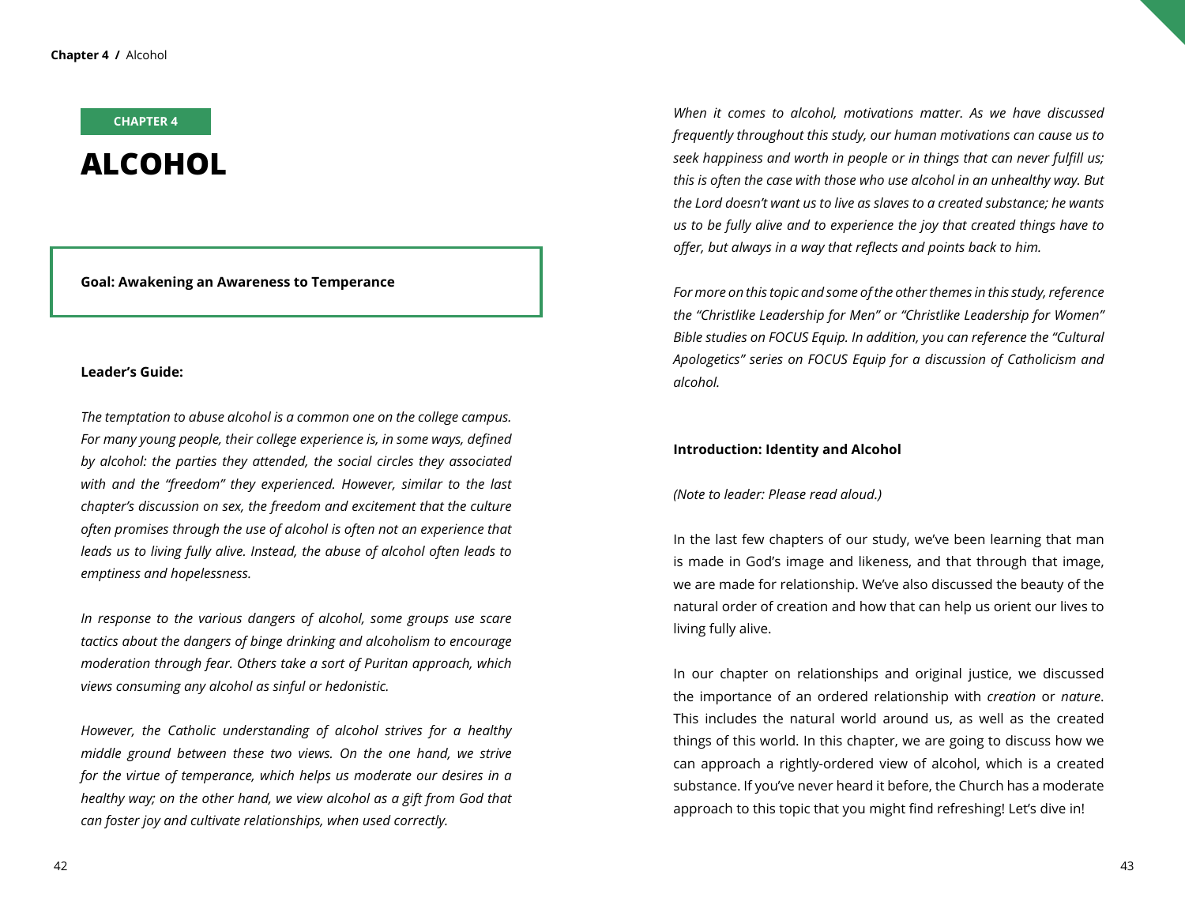CHAPTER 4

# ALCOHOL

**Goal: Awakening an Awareness to Temperance**

**Leader's Guide:**

*The temptation to abuse alcohol is a common one on the college campus. For many young people, their college experience is, in some ways, defined by alcohol: the parties they attended, the social circles they associated with and the "freedom" they experienced. However, similar to the last chapter's discussion on sex, the freedom and excitement that the culture often promises through the use of alcohol is often not an experience that leads us to living fully alive. Instead, the abuse of alcohol often leads to emptiness and hopelessness.*

*In response to the various dangers of alcohol, some groups use scare tactics about the dangers of binge drinking and alcoholism to encourage moderation through fear. Others take a sort of Puritan approach, which views consuming any alcohol as sinful or hedonistic.*

*However, the Catholic understanding of alcohol strives for a healthy middle ground between these two views. On the one hand, we strive for the virtue of temperance, which helps us moderate our desires in a healthy way; on the other hand, we view alcohol as a gift from God that can foster joy and cultivate relationships, when used correctly.*

*When it comes to alcohol, motivations matter. As we have discussed frequently throughout this study, our human motivations can cause us to seek happiness and worth in people or in things that can never fulfill us; this is often the case with those who use alcohol in an unhealthy way. But the Lord doesn't want us to live as slaves to a created substance; he wants us to be fully alive and to experience the joy that created things have to offer, but always in a way that reflects and points back to him.*

*For more on this topic and some of the other themes in this study, reference the "Christlike Leadership for Men" or "Christlike Leadership for Women" Bible studies on FOCUS Equip. In addition, you can reference the "Cultural Apologetics" series on FOCUS Equip for a discussion of Catholicism and alcohol.*

**Introduction: Identity and Alcohol**

*(Note to leader: Please read aloud.)*

In the last few chapters of our study, we've been learning that man is made in God's image and likeness, and that through that image, we are made for relationship. We've also discussed the beauty of the natural order of creation and how that can help us orient our lives to living fully alive.

In our chapter on relationships and original justice, we discussed the importance of an ordered relationship with *creation* or *nature*. This includes the natural world around us, as well as the created things of this world. In this chapter, we are going to discuss how we can approach a rightly-ordered view of alcohol, which is a created substance. If you've never heard it before, the Church has a moderate approach to this topic that you might find refreshing! Let's dive in!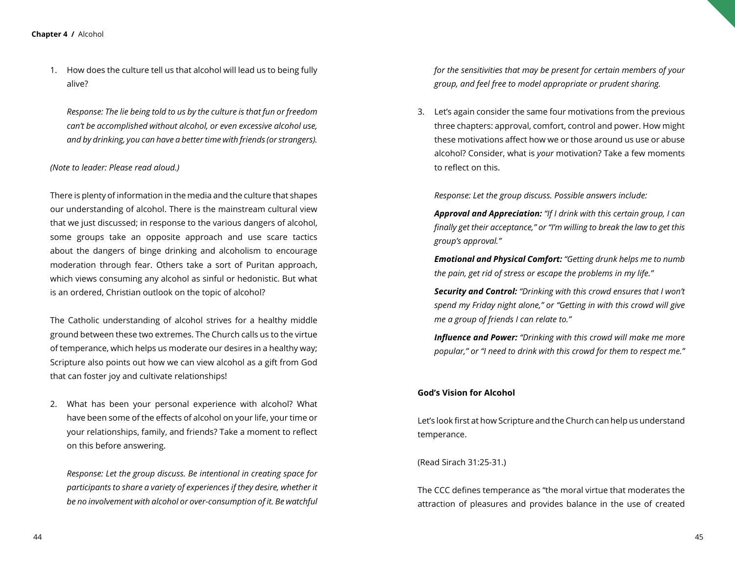1. How does the culture tell us that alcohol will lead us to being fully alive?

   *Response: The lie being told to us by the culture is that fun or freedom can't be accomplished without alcohol, or even excessive alcohol use, and by drinking, you can have a better time with friends (or strangers).*

*(Note to leader: Please read aloud.)*

There is plenty of information in the media and the culture that shapes our understanding of alcohol. There is the mainstream cultural view that we just discussed; in response to the various dangers of alcohol, some groups take an opposite approach and use scare tactics about the dangers of binge drinking and alcoholism to encourage moderation through fear. Others take a sort of Puritan approach, which views consuming any alcohol as sinful or hedonistic. But what is an ordered, Christian outlook on the topic of alcohol?

The Catholic understanding of alcohol strives for a healthy middle ground between these two extremes. The Church calls us to the virtue of temperance, which helps us moderate our desires in a healthy way; Scripture also points out how we can view alcohol as a gift from God that can foster joy and cultivate relationships!

2. What has been your personal experience with alcohol? What have been some of the effects of alcohol on your life, your time or your relationships, family, and friends? Take a moment to reflect on this before answering.

   *Response: Let the group discuss. Be intentional in creating space for participants to share a variety of experiences if they desire, whether it be no involvement with alcohol or over-consumption of it. Be watchful for the sensitivities that may be present for certain members of your group, and feel free to model appropriate or prudent sharing.*

3. Let's again consider the same four motivations from the previous three chapters: approval, comfort, control and power. How might these motivations affect how we or those around us use or abuse alcohol? Consider, what is *your* motivation? Take a few moments to reflect on this.

   *Response: Let the group discuss. Possible answers include:*

   ***Approval and Appreciation:*** *"If I drink with this certain group, I can finally get their acceptance," or "I'm willing to break the law to get this group's approval."*

   ***Emotional and Physical Comfort:*** *"Getting drunk helps me to numb the pain, get rid of stress or escape the problems in my life."*

   ***Security and Control:*** *"Drinking with this crowd ensures that I won't spend my Friday night alone," or "Getting in with this crowd will give me a group of friends I can relate to."*

   ***Influence and Power:*** *"Drinking with this crowd will make me more popular," or "I need to drink with this crowd for them to respect me."*

**God's Vision for Alcohol**

Let's look first at how Scripture and the Church can help us understand temperance.

(Read Sirach 31:25-31.)

The CCC defines temperance as "the moral virtue that moderates the attraction of pleasures and provides balance in the use of created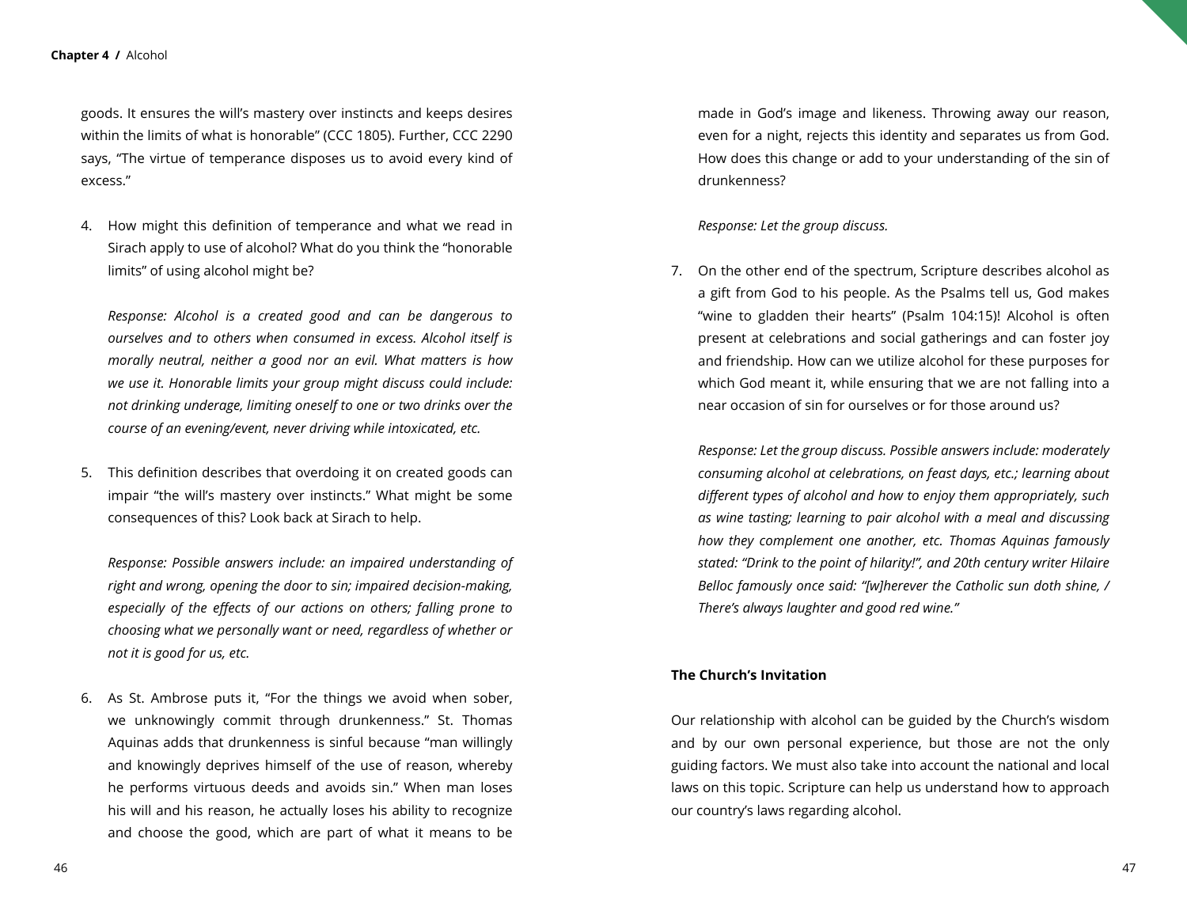goods. It ensures the will's mastery over instincts and keeps desires within the limits of what is honorable" (CCC 1805). Further, CCC 2290 says, "The virtue of temperance disposes us to avoid every kind of excess."

4. How might this definition of temperance and what we read in Sirach apply to use of alcohol? What do you think the "honorable limits" of using alcohol might be?

   *Response: Alcohol is a created good and can be dangerous to ourselves and to others when consumed in excess. Alcohol itself is morally neutral, neither a good nor an evil. What matters is how we use it. Honorable limits your group might discuss could include: not drinking underage, limiting oneself to one or two drinks over the course of an evening/event, never driving while intoxicated, etc.*

5. This definition describes that overdoing it on created goods can impair "the will's mastery over instincts." What might be some consequences of this? Look back at Sirach to help.

   *Response: Possible answers include: an impaired understanding of right and wrong, opening the door to sin; impaired decision-making, especially of the effects of our actions on others; falling prone to choosing what we personally want or need, regardless of whether or not it is good for us, etc.*

6. As St. Ambrose puts it, "For the things we avoid when sober, we unknowingly commit through drunkenness." St. Thomas Aquinas adds that drunkenness is sinful because "man willingly and knowingly deprives himself of the use of reason, whereby he performs virtuous deeds and avoids sin." When man loses his will and his reason, he actually loses his ability to recognize and choose the good, which are part of what it means to be made in God's image and likeness. Throwing away our reason, even for a night, rejects this identity and separates us from God. How does this change or add to your understanding of the sin of drunkenness?

   *Response: Let the group discuss.*

7. On the other end of the spectrum, Scripture describes alcohol as a gift from God to his people. As the Psalms tell us, God makes "wine to gladden their hearts" (Psalm 104:15)! Alcohol is often present at celebrations and social gatherings and can foster joy and friendship. How can we utilize alcohol for these purposes for which God meant it, while ensuring that we are not falling into a near occasion of sin for ourselves or for those around us?

   *Response: Let the group discuss. Possible answers include: moderately consuming alcohol at celebrations, on feast days, etc.; learning about different types of alcohol and how to enjoy them appropriately, such as wine tasting; learning to pair alcohol with a meal and discussing how they complement one another, etc. Thomas Aquinas famously stated: "Drink to the point of hilarity!", and 20th century writer Hilaire Belloc famously once said: "[w]herever the Catholic sun doth shine, / There's always laughter and good red wine."*

**The Church's Invitation**

Our relationship with alcohol can be guided by the Church's wisdom and by our own personal experience, but those are not the only guiding factors. We must also take into account the national and local laws on this topic. Scripture can help us understand how to approach our country's laws regarding alcohol.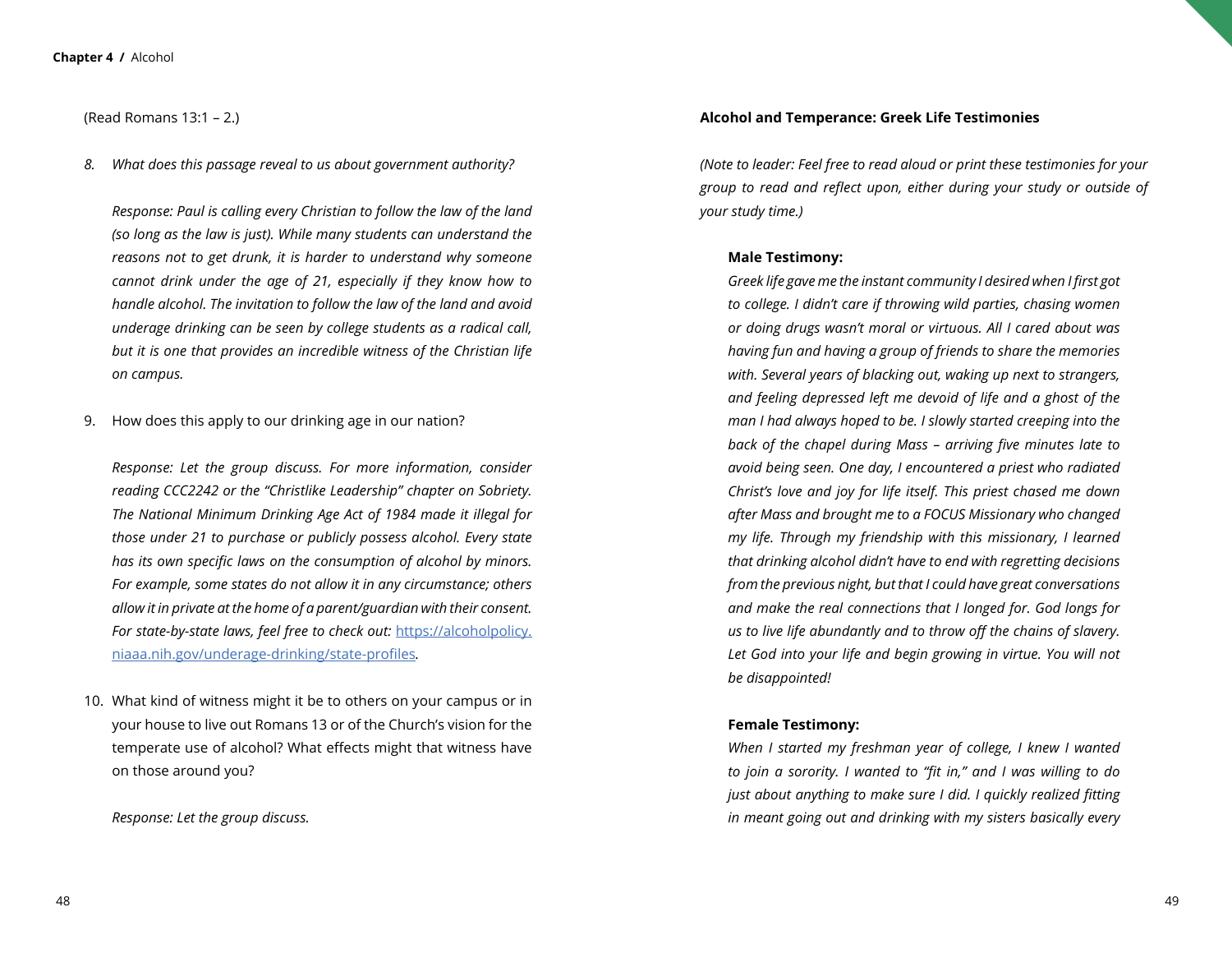(Read Romans 13:1 – 2.)

8. *What does this passage reveal to us about government authority?*

   *Response: Paul is calling every Christian to follow the law of the land (so long as the law is just). While many students can understand the reasons not to get drunk, it is harder to understand why someone cannot drink under the age of 21, especially if they know how to handle alcohol. The invitation to follow the law of the land and avoid underage drinking can be seen by college students as a radical call, but it is one that provides an incredible witness of the Christian life on campus.*

9. How does this apply to our drinking age in our nation?

   *Response: Let the group discuss. For more information, consider reading CCC2242 or the "Christlike Leadership" chapter on Sobriety. The National Minimum Drinking Age Act of 1984 made it illegal for those under 21 to purchase or publicly possess alcohol. Every state has its own specific laws on the consumption of alcohol by minors. For example, some states do not allow it in any circumstance; others allow it in private at the home of a parent/guardian with their consent. For state-by-state laws, feel free to check out:* [https://alcoholpolicy.niaaa.nih.gov/underage-drinking/state-profiles](https://alcoholpolicy.niaaa.nih.gov/underage-drinking/state-profiles)*.*

10. What kind of witness might it be to others on your campus or in your house to live out Romans 13 or of the Church's vision for the temperate use of alcohol? What effects might that witness have on those around you?

    *Response: Let the group discuss.*

**Alcohol and Temperance: Greek Life Testimonies**

*(Note to leader: Feel free to read aloud or print these testimonies for your group to read and reflect upon, either during your study or outside of your study time.)*

**Male Testimony:**

*Greek life gave me the instant community I desired when I first got to college. I didn't care if throwing wild parties, chasing women or doing drugs wasn't moral or virtuous. All I cared about was having fun and having a group of friends to share the memories with. Several years of blacking out, waking up next to strangers, and feeling depressed left me devoid of life and a ghost of the man I had always hoped to be. I slowly started creeping into the back of the chapel during Mass – arriving five minutes late to avoid being seen. One day, I encountered a priest who radiated Christ's love and joy for life itself. This priest chased me down after Mass and brought me to a FOCUS Missionary who changed my life. Through my friendship with this missionary, I learned that drinking alcohol didn't have to end with regretting decisions from the previous night, but that I could have great conversations and make the real connections that I longed for. God longs for us to live life abundantly and to throw off the chains of slavery. Let God into your life and begin growing in virtue. You will not be disappointed!*

**Female Testimony:**

*When I started my freshman year of college, I knew I wanted to join a sorority. I wanted to "fit in," and I was willing to do just about anything to make sure I did. I quickly realized fitting in meant going out and drinking with my sisters basically every*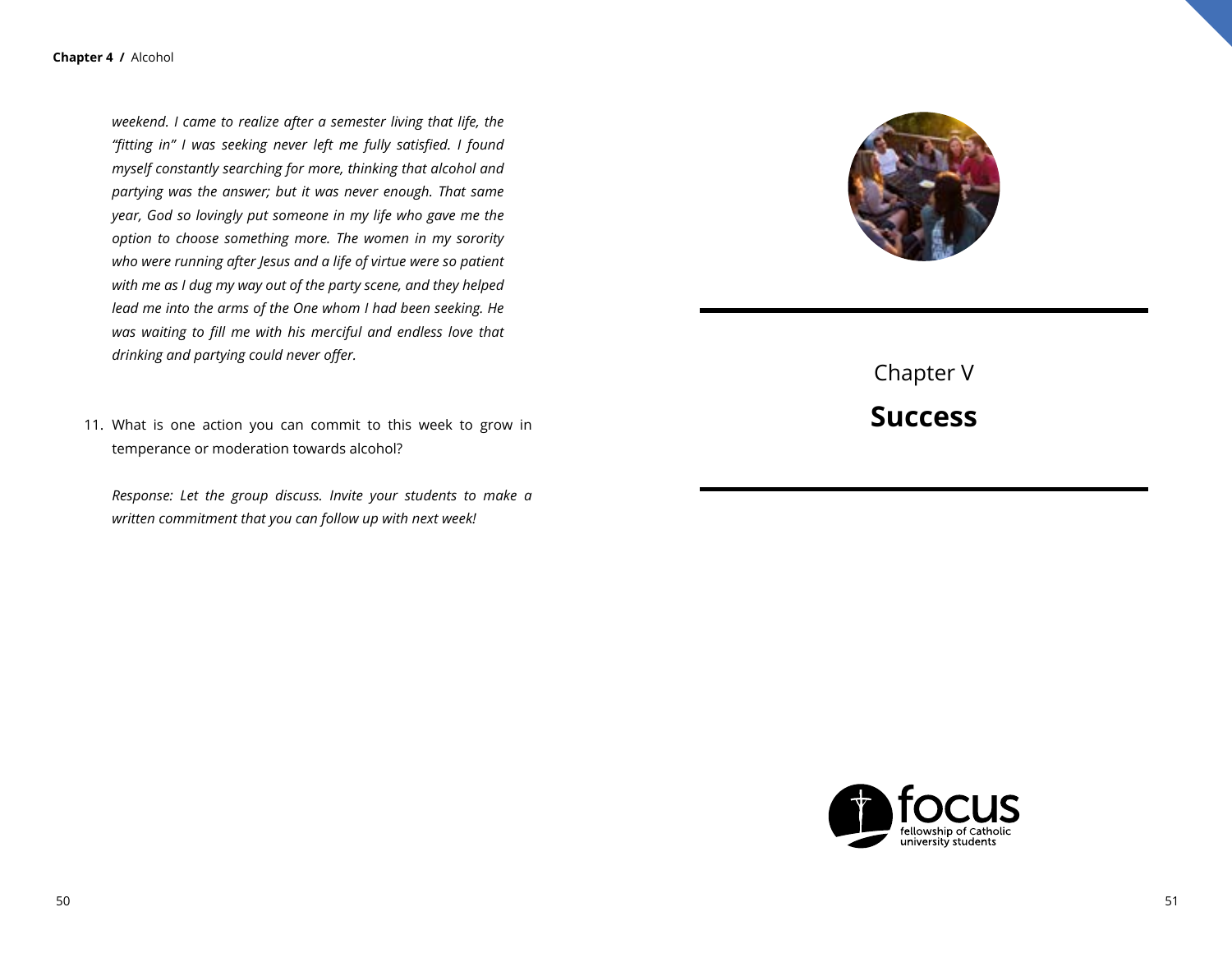*weekend. I came to realize after a semester living that life, the "fitting in" I was seeking never left me fully satisfied. I found myself constantly searching for more, thinking that alcohol and partying was the answer; but it was never enough. That same year, God so lovingly put someone in my life who gave me the option to choose something more. The women in my sorority who were running after Jesus and a life of virtue were so patient with me as I dug my way out of the party scene, and they helped lead me into the arms of the One whom I had been seeking. He was waiting to fill me with his merciful and endless love that drinking and partying could never offer.*

11. What is one action you can commit to this week to grow in temperance or moderation towards alcohol?

    *Response: Let the group discuss. Invite your students to make a written commitment that you can follow up with next week!*

---

Chapter V

# Success

focus
fellowship of Catholic university students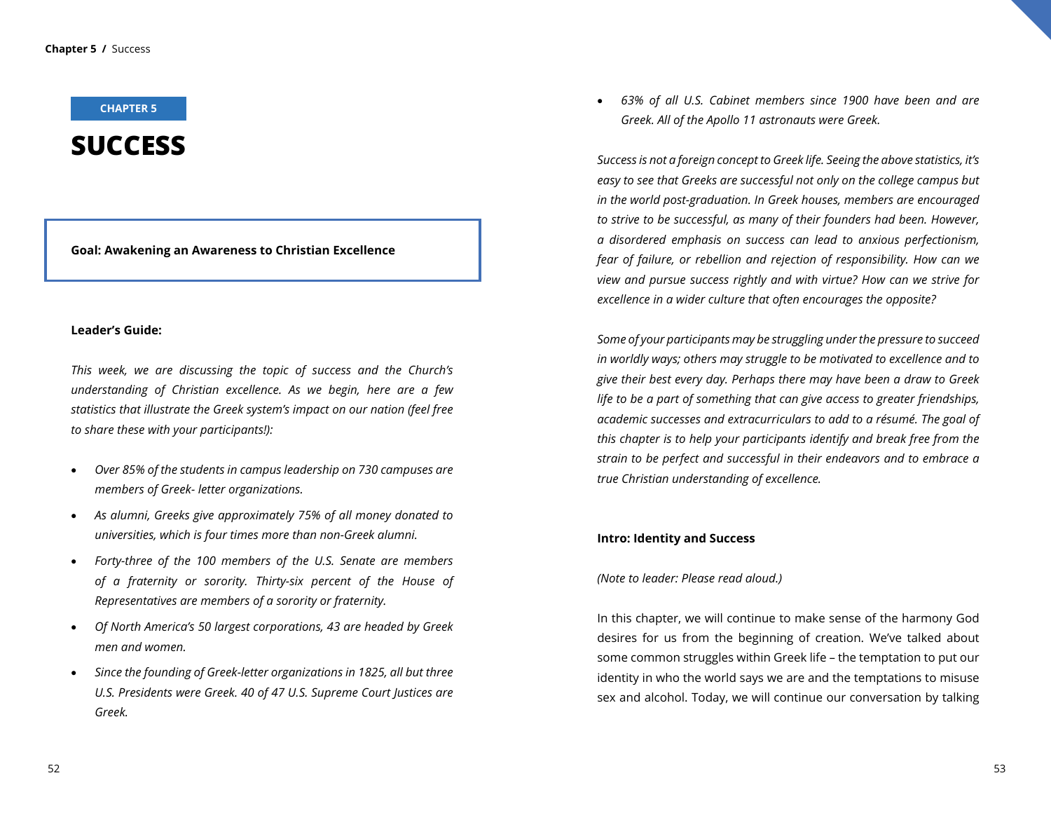CHAPTER 5

# SUCCESS

**Goal: Awakening an Awareness to Christian Excellence**

**Leader's Guide:**

*This week, we are discussing the topic of success and the Church's understanding of Christian excellence. As we begin, here are a few statistics that illustrate the Greek system's impact on our nation (feel free to share these with your participants!):*

- *Over 85% of the students in campus leadership on 730 campuses are members of Greek- letter organizations.*
- *As alumni, Greeks give approximately 75% of all money donated to universities, which is four times more than non-Greek alumni.*
- *Forty-three of the 100 members of the U.S. Senate are members of a fraternity or sorority. Thirty-six percent of the House of Representatives are members of a sorority or fraternity.*
- *Of North America's 50 largest corporations, 43 are headed by Greek men and women.*
- *Since the founding of Greek-letter organizations in 1825, all but three U.S. Presidents were Greek. 40 of 47 U.S. Supreme Court Justices are Greek.*
- *63% of all U.S. Cabinet members since 1900 have been and are Greek. All of the Apollo 11 astronauts were Greek.*

*Success is not a foreign concept to Greek life. Seeing the above statistics, it's easy to see that Greeks are successful not only on the college campus but in the world post-graduation. In Greek houses, members are encouraged to strive to be successful, as many of their founders had been. However, a disordered emphasis on success can lead to anxious perfectionism, fear of failure, or rebellion and rejection of responsibility. How can we view and pursue success rightly and with virtue? How can we strive for excellence in a wider culture that often encourages the opposite?*

*Some of your participants may be struggling under the pressure to succeed in worldly ways; others may struggle to be motivated to excellence and to give their best every day. Perhaps there may have been a draw to Greek life to be a part of something that can give access to greater friendships, academic successes and extracurriculars to add to a résumé. The goal of this chapter is to help your participants identify and break free from the strain to be perfect and successful in their endeavors and to embrace a true Christian understanding of excellence.*

**Intro: Identity and Success**

*(Note to leader: Please read aloud.)*

In this chapter, we will continue to make sense of the harmony God desires for us from the beginning of creation. We've talked about some common struggles within Greek life – the temptation to put our identity in who the world says we are and the temptations to misuse sex and alcohol. Today, we will continue our conversation by talking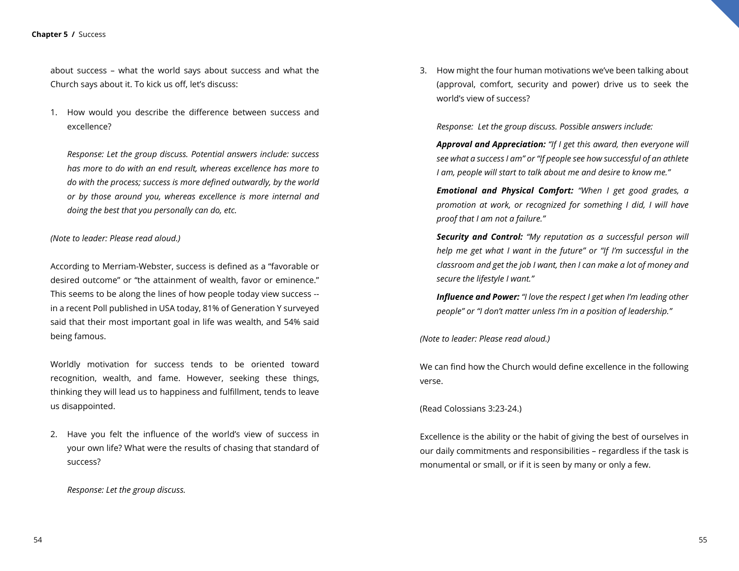about success – what the world says about success and what the Church says about it. To kick us off, let's discuss:

1. How would you describe the difference between success and excellence?

   *Response: Let the group discuss. Potential answers include: success has more to do with an end result, whereas excellence has more to do with the process; success is more defined outwardly, by the world or by those around you, whereas excellence is more internal and doing the best that you personally can do, etc.*

*(Note to leader: Please read aloud.)*

According to Merriam-Webster, success is defined as a "favorable or desired outcome" or "the attainment of wealth, favor or eminence." This seems to be along the lines of how people today view success -- in a recent Poll published in USA today, 81% of Generation Y surveyed said that their most important goal in life was wealth, and 54% said being famous.

Worldly motivation for success tends to be oriented toward recognition, wealth, and fame. However, seeking these things, thinking they will lead us to happiness and fulfillment, tends to leave us disappointed.

2. Have you felt the influence of the world's view of success in your own life? What were the results of chasing that standard of success?

   *Response: Let the group discuss.*

3. How might the four human motivations we've been talking about (approval, comfort, security and power) drive us to seek the world's view of success?

   *Response: Let the group discuss. Possible answers include:*

   ***Approval and Appreciation:*** *"If I get this award, then everyone will see what a success I am" or "If people see how successful of an athlete I am, people will start to talk about me and desire to know me."*

   ***Emotional and Physical Comfort:*** *"When I get good grades, a promotion at work, or recognized for something I did, I will have proof that I am not a failure."*

   ***Security and Control:*** *"My reputation as a successful person will help me get what I want in the future" or "If I'm successful in the classroom and get the job I want, then I can make a lot of money and secure the lifestyle I want."*

   ***Influence and Power:*** *"I love the respect I get when I'm leading other people" or "I don't matter unless I'm in a position of leadership."*

*(Note to leader: Please read aloud.)*

We can find how the Church would define excellence in the following verse.

(Read Colossians 3:23-24.)

Excellence is the ability or the habit of giving the best of ourselves in our daily commitments and responsibilities – regardless if the task is monumental or small, or if it is seen by many or only a few.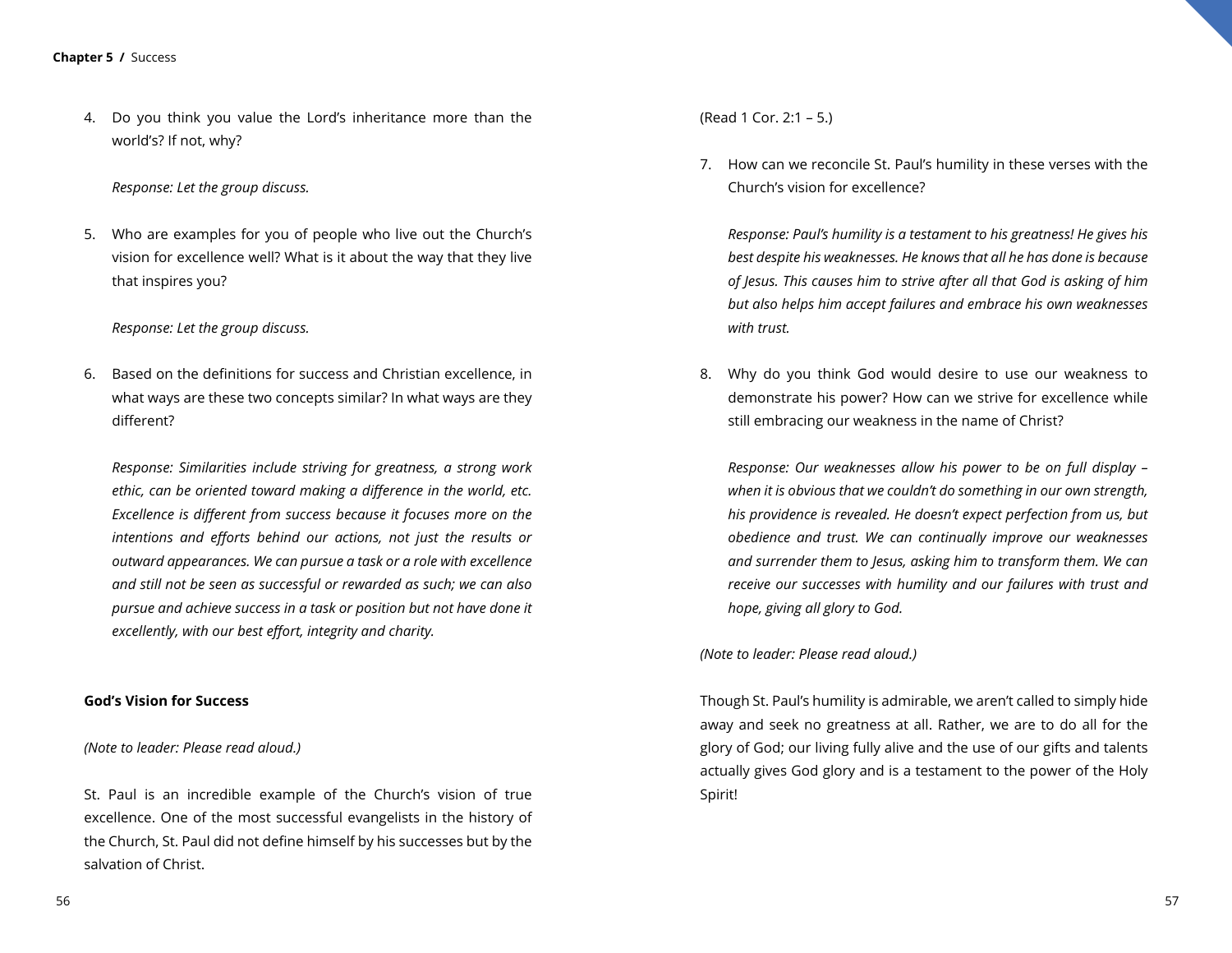4. Do you think you value the Lord's inheritance more than the world's? If not, why?

   *Response: Let the group discuss.*

5. Who are examples for you of people who live out the Church's vision for excellence well? What is it about the way that they live that inspires you?

   *Response: Let the group discuss.*

6. Based on the definitions for success and Christian excellence, in what ways are these two concepts similar? In what ways are they different?

   *Response: Similarities include striving for greatness, a strong work ethic, can be oriented toward making a difference in the world, etc. Excellence is different from success because it focuses more on the intentions and efforts behind our actions, not just the results or outward appearances. We can pursue a task or a role with excellence and still not be seen as successful or rewarded as such; we can also pursue and achieve success in a task or position but not have done it excellently, with our best effort, integrity and charity.*

**God's Vision for Success**

*(Note to leader: Please read aloud.)*

St. Paul is an incredible example of the Church's vision of true excellence. One of the most successful evangelists in the history of the Church, St. Paul did not define himself by his successes but by the salvation of Christ.

(Read 1 Cor. 2:1 – 5.)

7. How can we reconcile St. Paul's humility in these verses with the Church's vision for excellence?

   *Response: Paul's humility is a testament to his greatness! He gives his best despite his weaknesses. He knows that all he has done is because of Jesus. This causes him to strive after all that God is asking of him but also helps him accept failures and embrace his own weaknesses with trust.*

8. Why do you think God would desire to use our weakness to demonstrate his power? How can we strive for excellence while still embracing our weakness in the name of Christ?

   *Response: Our weaknesses allow his power to be on full display – when it is obvious that we couldn't do something in our own strength, his providence is revealed. He doesn't expect perfection from us, but obedience and trust. We can continually improve our weaknesses and surrender them to Jesus, asking him to transform them. We can receive our successes with humility and our failures with trust and hope, giving all glory to God.*

*(Note to leader: Please read aloud.)*

Though St. Paul's humility is admirable, we aren't called to simply hide away and seek no greatness at all. Rather, we are to do all for the glory of God; our living fully alive and the use of our gifts and talents actually gives God glory and is a testament to the power of the Holy Spirit!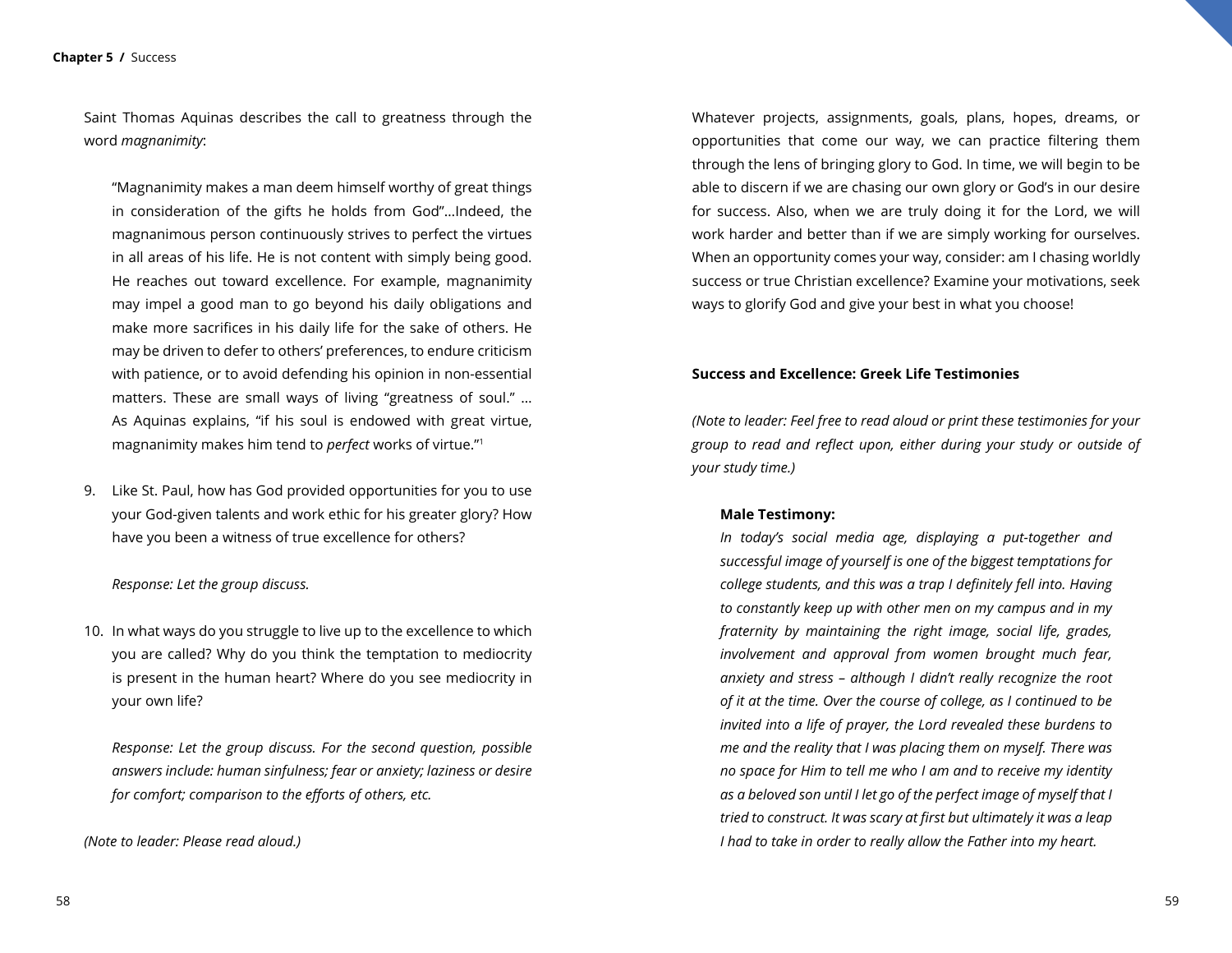Saint Thomas Aquinas describes the call to greatness through the word *magnanimity*:

> "Magnanimity makes a man deem himself worthy of great things in consideration of the gifts he holds from God"...Indeed, the magnanimous person continuously strives to perfect the virtues in all areas of his life. He is not content with simply being good. He reaches out toward excellence. For example, magnanimity may impel a good man to go beyond his daily obligations and make more sacrifices in his daily life for the sake of others. He may be driven to defer to others' preferences, to endure criticism with patience, or to avoid defending his opinion in non-essential matters. These are small ways of living "greatness of soul." ... As Aquinas explains, "if his soul is endowed with great virtue, magnanimity makes him tend to *perfect* works of virtue."[1]

9. Like St. Paul, how has God provided opportunities for you to use your God-given talents and work ethic for his greater glory? How have you been a witness of true excellence for others?

   *Response: Let the group discuss.*

10. In what ways do you struggle to live up to the excellence to which you are called? Why do you think the temptation to mediocrity is present in the human heart? Where do you see mediocrity in your own life?

    *Response: Let the group discuss. For the second question, possible answers include: human sinfulness; fear or anxiety; laziness or desire for comfort; comparison to the efforts of others, etc.*

*(Note to leader: Please read aloud.)*

Whatever projects, assignments, goals, plans, hopes, dreams, or opportunities that come our way, we can practice filtering them through the lens of bringing glory to God. In time, we will begin to be able to discern if we are chasing our own glory or God's in our desire for success. Also, when we are truly doing it for the Lord, we will work harder and better than if we are simply working for ourselves. When an opportunity comes your way, consider: am I chasing worldly success or true Christian excellence? Examine your motivations, seek ways to glorify God and give your best in what you choose!

**Success and Excellence: Greek Life Testimonies**

*(Note to leader: Feel free to read aloud or print these testimonies for your group to read and reflect upon, either during your study or outside of your study time.)*

**Male Testimony:**

*In today's social media age, displaying a put-together and successful image of yourself is one of the biggest temptations for college students, and this was a trap I definitely fell into. Having to constantly keep up with other men on my campus and in my fraternity by maintaining the right image, social life, grades, involvement and approval from women brought much fear, anxiety and stress – although I didn't really recognize the root of it at the time. Over the course of college, as I continued to be invited into a life of prayer, the Lord revealed these burdens to me and the reality that I was placing them on myself. There was no space for Him to tell me who I am and to receive my identity as a beloved son until I let go of the perfect image of myself that I tried to construct. It was scary at first but ultimately it was a leap I had to take in order to really allow the Father into my heart.*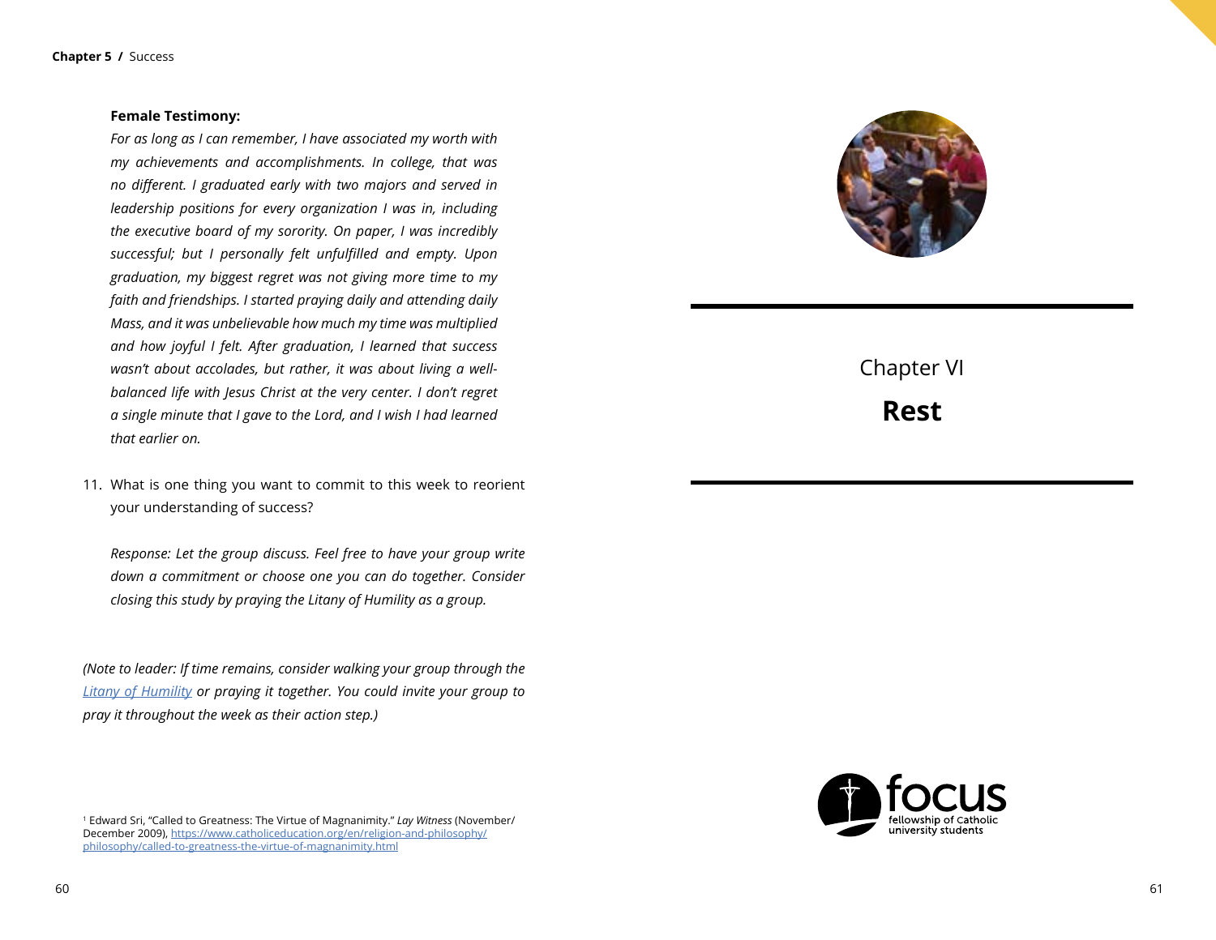**Female Testimony:**

*For as long as I can remember, I have associated my worth with my achievements and accomplishments. In college, that was no different. I graduated early with two majors and served in leadership positions for every organization I was in, including the executive board of my sorority. On paper, I was incredibly successful; but I personally felt unfulfilled and empty. Upon graduation, my biggest regret was not giving more time to my faith and friendships. I started praying daily and attending daily Mass, and it was unbelievable how much my time was multiplied and how joyful I felt. After graduation, I learned that success wasn't about accolades, but rather, it was about living a well-balanced life with Jesus Christ at the very center. I don't regret a single minute that I gave to the Lord, and I wish I had learned that earlier on.*

11. What is one thing you want to commit to this week to reorient your understanding of success?

    *Response: Let the group discuss. Feel free to have your group write down a commitment or choose one you can do together. Consider closing this study by praying the Litany of Humility as a group.*

*(Note to leader: If time remains, consider walking your group through the [Litany of Humility] or praying it together. You could invite your group to pray it throughout the week as their action step.)*

[1] Edward Sri, "Called to Greatness: The Virtue of Magnanimity." *Lay Witness* (November/December 2009), https://www.catholiceducation.org/en/religion-and-philosophy/philosophy/called-to-greatness-the-virtue-of-magnanimity.html

Chapter VI

# Rest

focus
fellowship of Catholic university students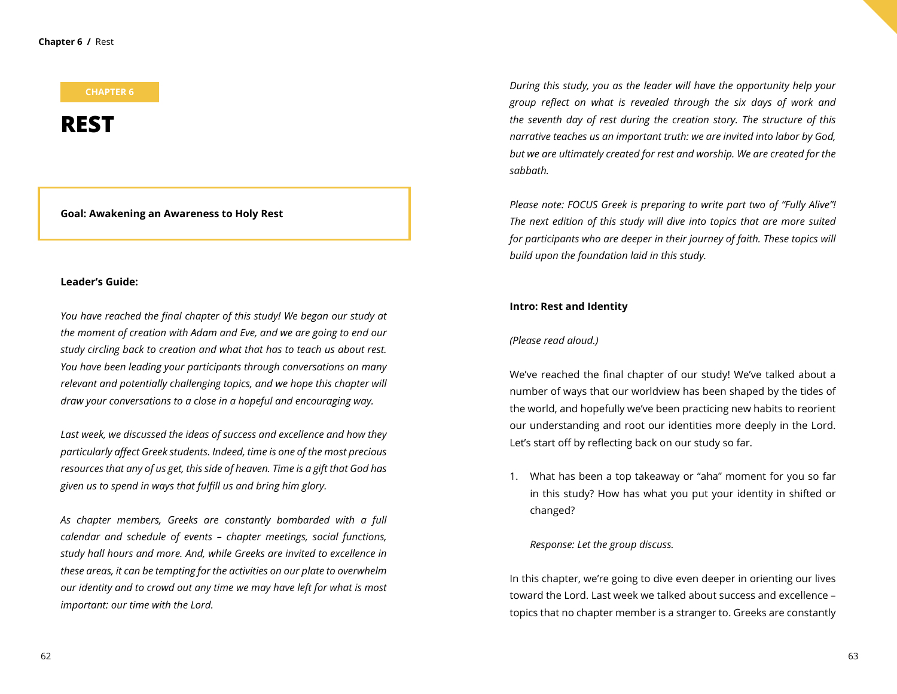CHAPTER 6

# REST

**Goal: Awakening an Awareness to Holy Rest**

**Leader's Guide:**

*You have reached the final chapter of this study! We began our study at the moment of creation with Adam and Eve, and we are going to end our study circling back to creation and what that has to teach us about rest. You have been leading your participants through conversations on many relevant and potentially challenging topics, and we hope this chapter will draw your conversations to a close in a hopeful and encouraging way.*

*Last week, we discussed the ideas of success and excellence and how they particularly affect Greek students. Indeed, time is one of the most precious resources that any of us get, this side of heaven. Time is a gift that God has given us to spend in ways that fulfill us and bring him glory.*

*As chapter members, Greeks are constantly bombarded with a full calendar and schedule of events – chapter meetings, social functions, study hall hours and more. And, while Greeks are invited to excellence in these areas, it can be tempting for the activities on our plate to overwhelm our identity and to crowd out any time we may have left for what is most important: our time with the Lord.*

*During this study, you as the leader will have the opportunity help your group reflect on what is revealed through the six days of work and the seventh day of rest during the creation story. The structure of this narrative teaches us an important truth: we are invited into labor by God, but we are ultimately created for rest and worship. We are created for the sabbath.*

*Please note: FOCUS Greek is preparing to write part two of "Fully Alive"! The next edition of this study will dive into topics that are more suited for participants who are deeper in their journey of faith. These topics will build upon the foundation laid in this study.*

**Intro: Rest and Identity**

*(Please read aloud.)*

We've reached the final chapter of our study! We've talked about a number of ways that our worldview has been shaped by the tides of the world, and hopefully we've been practicing new habits to reorient our understanding and root our identities more deeply in the Lord. Let's start off by reflecting back on our study so far.

1. What has been a top takeaway or "aha" moment for you so far in this study? How has what you put your identity in shifted or changed?

   *Response: Let the group discuss.*

In this chapter, we're going to dive even deeper in orienting our lives toward the Lord. Last week we talked about success and excellence – topics that no chapter member is a stranger to. Greeks are constantly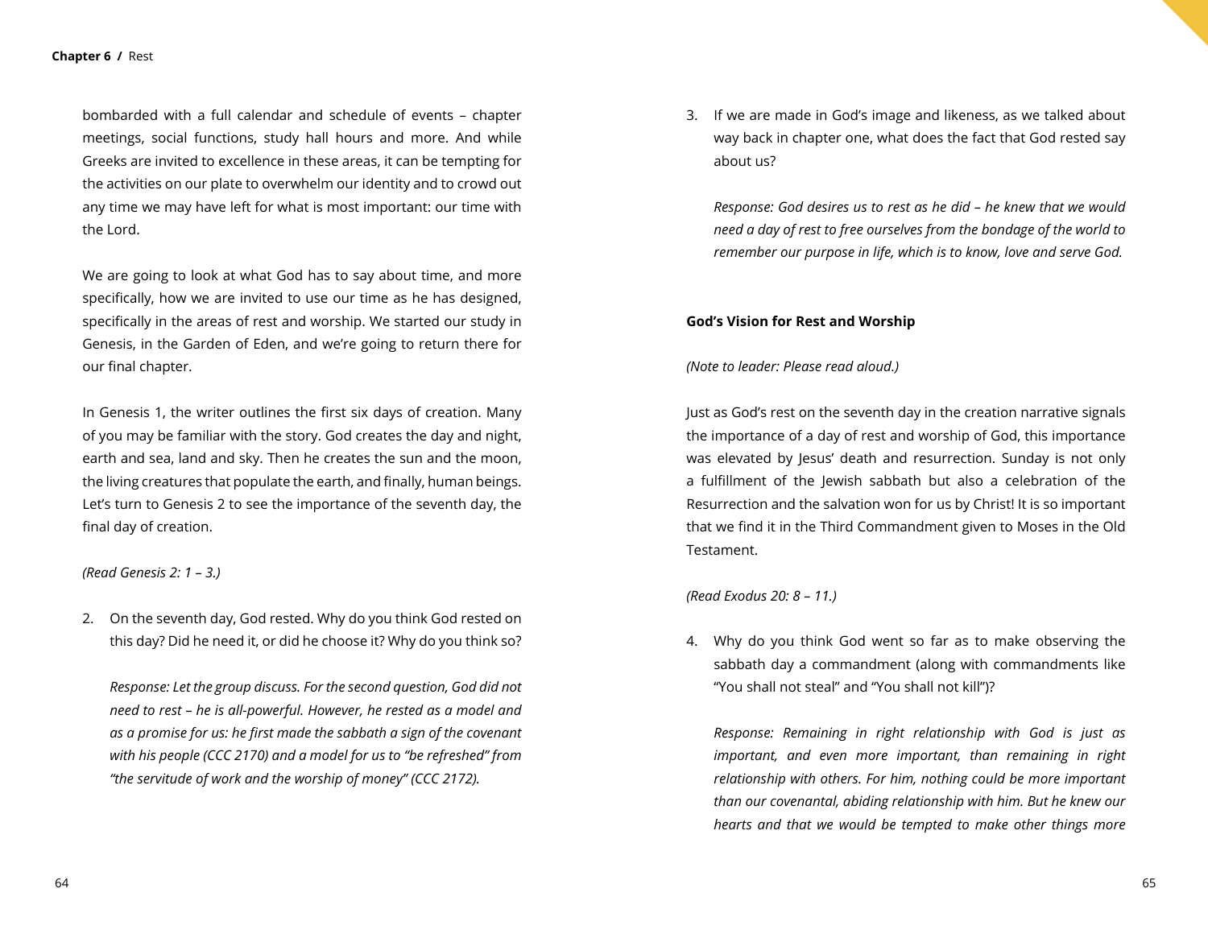bombarded with a full calendar and schedule of events – chapter meetings, social functions, study hall hours and more. And while Greeks are invited to excellence in these areas, it can be tempting for the activities on our plate to overwhelm our identity and to crowd out any time we may have left for what is most important: our time with the Lord.

We are going to look at what God has to say about time, and more specifically, how we are invited to use our time as he has designed, specifically in the areas of rest and worship. We started our study in Genesis, in the Garden of Eden, and we're going to return there for our final chapter.

In Genesis 1, the writer outlines the first six days of creation. Many of you may be familiar with the story. God creates the day and night, earth and sea, land and sky. Then he creates the sun and the moon, the living creatures that populate the earth, and finally, human beings. Let's turn to Genesis 2 to see the importance of the seventh day, the final day of creation.

*(Read Genesis 2: 1 – 3.)*

2. On the seventh day, God rested. Why do you think God rested on this day? Did he need it, or did he choose it? Why do you think so?

   *Response: Let the group discuss. For the second question, God did not need to rest – he is all-powerful. However, he rested as a model and as a promise for us: he first made the sabbath a sign of the covenant with his people (CCC 2170) and a model for us to "be refreshed" from "the servitude of work and the worship of money" (CCC 2172).*

3. If we are made in God's image and likeness, as we talked about way back in chapter one, what does the fact that God rested say about us?

   *Response: God desires us to rest as he did – he knew that we would need a day of rest to free ourselves from the bondage of the world to remember our purpose in life, which is to know, love and serve God.*

**God's Vision for Rest and Worship**

*(Note to leader: Please read aloud.)*

Just as God's rest on the seventh day in the creation narrative signals the importance of a day of rest and worship of God, this importance was elevated by Jesus' death and resurrection. Sunday is not only a fulfillment of the Jewish sabbath but also a celebration of the Resurrection and the salvation won for us by Christ! It is so important that we find it in the Third Commandment given to Moses in the Old Testament.

*(Read Exodus 20: 8 – 11.)*

4. Why do you think God went so far as to make observing the sabbath day a commandment (along with commandments like "You shall not steal" and "You shall not kill")?

   *Response: Remaining in right relationship with God is just as important, and even more important, than remaining in right relationship with others. For him, nothing could be more important than our covenantal, abiding relationship with him. But he knew our hearts and that we would be tempted to make other things more*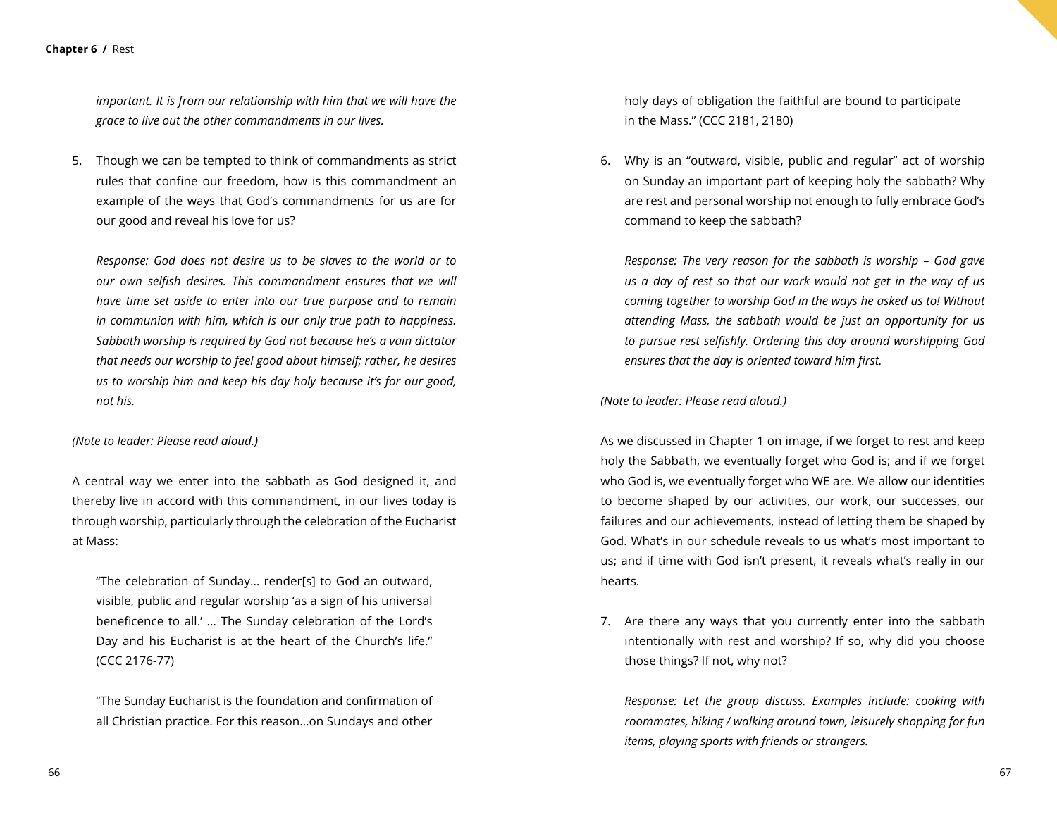*important. It is from our relationship with him that we will have the grace to live out the other commandments in our lives.*

5. Though we can be tempted to think of commandments as strict rules that confine our freedom, how is this commandment an example of the ways that God's commandments for us are for our good and reveal his love for us?

   *Response: God does not desire us to be slaves to the world or to our own selfish desires. This commandment ensures that we will have time set aside to enter into our true purpose and to remain in communion with him, which is our only true path to happiness. Sabbath worship is required by God not because he's a vain dictator that needs our worship to feel good about himself; rather, he desires us to worship him and keep his day holy because it's for our good, not his.*

*(Note to leader: Please read aloud.)*

A central way we enter into the sabbath as God designed it, and thereby live in accord with this commandment, in our lives today is through worship, particularly through the celebration of the Eucharist at Mass:

> "The celebration of Sunday… render[s] to God an outward, visible, public and regular worship 'as a sign of his universal beneficence to all.' … The Sunday celebration of the Lord's Day and his Eucharist is at the heart of the Church's life." (CCC 2176-77)
>
> "The Sunday Eucharist is the foundation and confirmation of all Christian practice. For this reason…on Sundays and other holy days of obligation the faithful are bound to participate in the Mass." (CCC 2181, 2180)

6. Why is an "outward, visible, public and regular" act of worship on Sunday an important part of keeping holy the sabbath? Why are rest and personal worship not enough to fully embrace God's command to keep the sabbath?

   *Response: The very reason for the sabbath is worship – God gave us a day of rest so that our work would not get in the way of us coming together to worship God in the ways he asked us to! Without attending Mass, the sabbath would be just an opportunity for us to pursue rest selfishly. Ordering this day around worshipping God ensures that the day is oriented toward him first.*

*(Note to leader: Please read aloud.)*

As we discussed in Chapter 1 on image, if we forget to rest and keep holy the Sabbath, we eventually forget who God is; and if we forget who God is, we eventually forget who WE are. We allow our identities to become shaped by our activities, our work, our successes, our failures and our achievements, instead of letting them be shaped by God. What's in our schedule reveals to us what's most important to us; and if time with God isn't present, it reveals what's really in our hearts.

7. Are there any ways that you currently enter into the sabbath intentionally with rest and worship? If so, why did you choose those things? If not, why not?

   *Response: Let the group discuss. Examples include: cooking with roommates, hiking / walking around town, leisurely shopping for fun items, playing sports with friends or strangers.*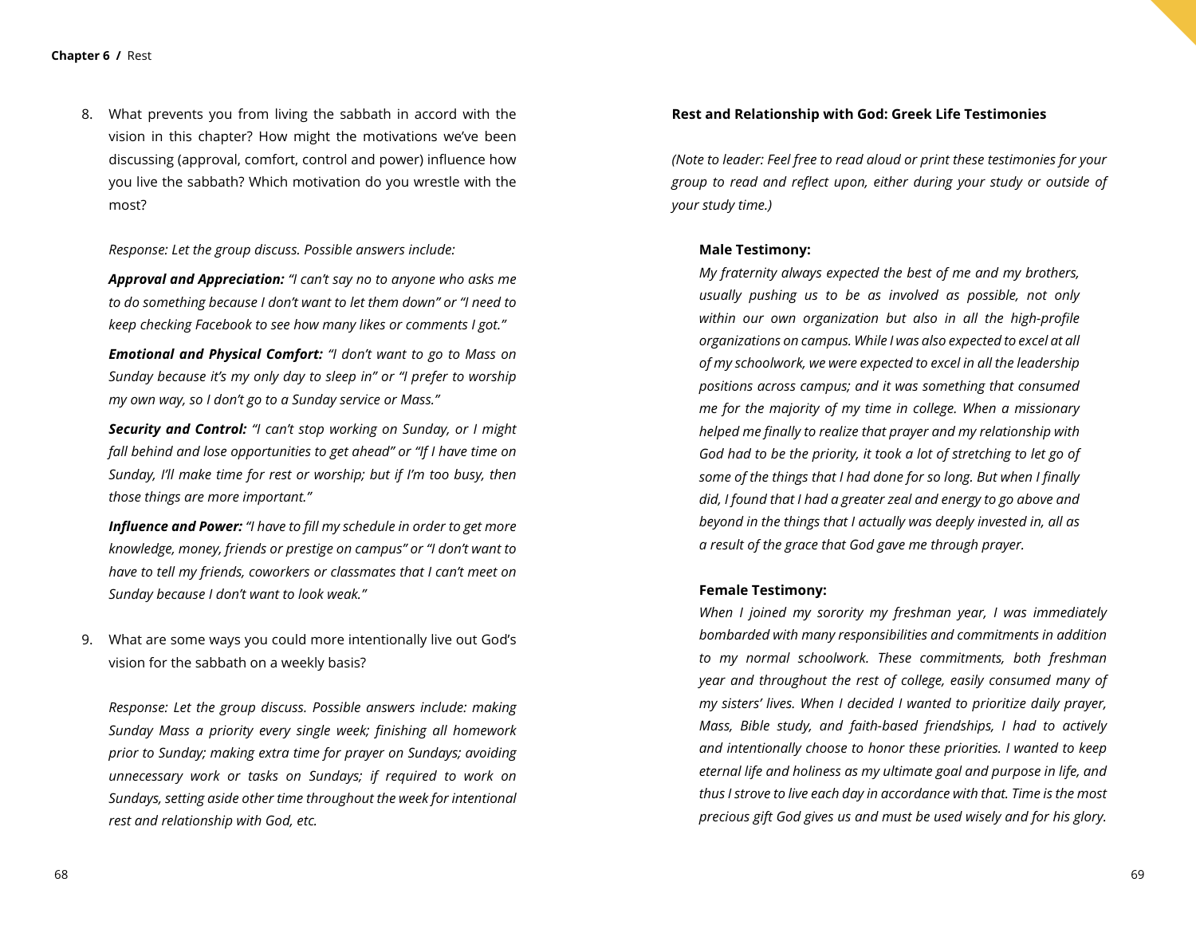8. What prevents you from living the sabbath in accord with the vision in this chapter? How might the motivations we've been discussing (approval, comfort, control and power) influence how you live the sabbath? Which motivation do you wrestle with the most?

   *Response: Let the group discuss. Possible answers include:*

   ***Approval and Appreciation:*** *"I can't say no to anyone who asks me to do something because I don't want to let them down" or "I need to keep checking Facebook to see how many likes or comments I got."*

   ***Emotional and Physical Comfort:*** *"I don't want to go to Mass on Sunday because it's my only day to sleep in" or "I prefer to worship my own way, so I don't go to a Sunday service or Mass."*

   ***Security and Control:*** *"I can't stop working on Sunday, or I might fall behind and lose opportunities to get ahead" or "If I have time on Sunday, I'll make time for rest or worship; but if I'm too busy, then those things are more important."*

   ***Influence and Power:*** *"I have to fill my schedule in order to get more knowledge, money, friends or prestige on campus" or "I don't want to have to tell my friends, coworkers or classmates that I can't meet on Sunday because I don't want to look weak."*

9. What are some ways you could more intentionally live out God's vision for the sabbath on a weekly basis?

   *Response: Let the group discuss. Possible answers include: making Sunday Mass a priority every single week; finishing all homework prior to Sunday; making extra time for prayer on Sundays; avoiding unnecessary work or tasks on Sundays; if required to work on Sundays, setting aside other time throughout the week for intentional rest and relationship with God, etc.*

**Rest and Relationship with God: Greek Life Testimonies**

*(Note to leader: Feel free to read aloud or print these testimonies for your group to read and reflect upon, either during your study or outside of your study time.)*

**Male Testimony:**

*My fraternity always expected the best of me and my brothers, usually pushing us to be as involved as possible, not only within our own organization but also in all the high-profile organizations on campus. While I was also expected to excel at all of my schoolwork, we were expected to excel in all the leadership positions across campus; and it was something that consumed me for the majority of my time in college. When a missionary helped me finally to realize that prayer and my relationship with God had to be the priority, it took a lot of stretching to let go of some of the things that I had done for so long. But when I finally did, I found that I had a greater zeal and energy to go above and beyond in the things that I actually was deeply invested in, all as a result of the grace that God gave me through prayer.*

**Female Testimony:**

*When I joined my sorority my freshman year, I was immediately bombarded with many responsibilities and commitments in addition to my normal schoolwork. These commitments, both freshman year and throughout the rest of college, easily consumed many of my sisters' lives. When I decided I wanted to prioritize daily prayer, Mass, Bible study, and faith-based friendships, I had to actively and intentionally choose to honor these priorities. I wanted to keep eternal life and holiness as my ultimate goal and purpose in life, and thus I strove to live each day in accordance with that. Time is the most precious gift God gives us and must be used wisely and for his glory.*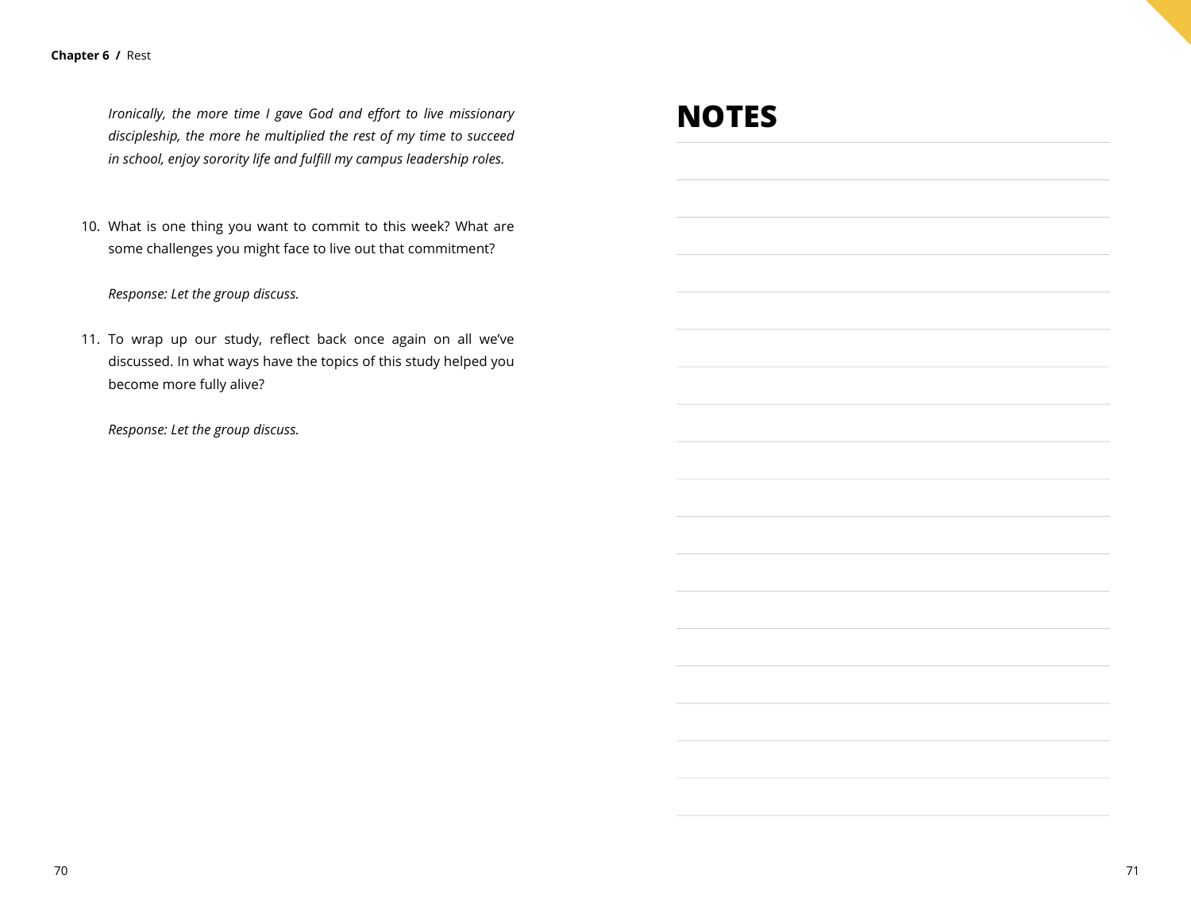*Ironically, the more time I gave God and effort to live missionary discipleship, the more he multiplied the rest of my time to succeed in school, enjoy sorority life and fulfill my campus leadership roles.*

10. What is one thing you want to commit to this week? What are some challenges you might face to live out that commitment?

    *Response: Let the group discuss.*

11. To wrap up our study, reflect back once again on all we've discussed. In what ways have the topics of this study helped you become more fully alive?

    *Response: Let the group discuss.*

# NOTES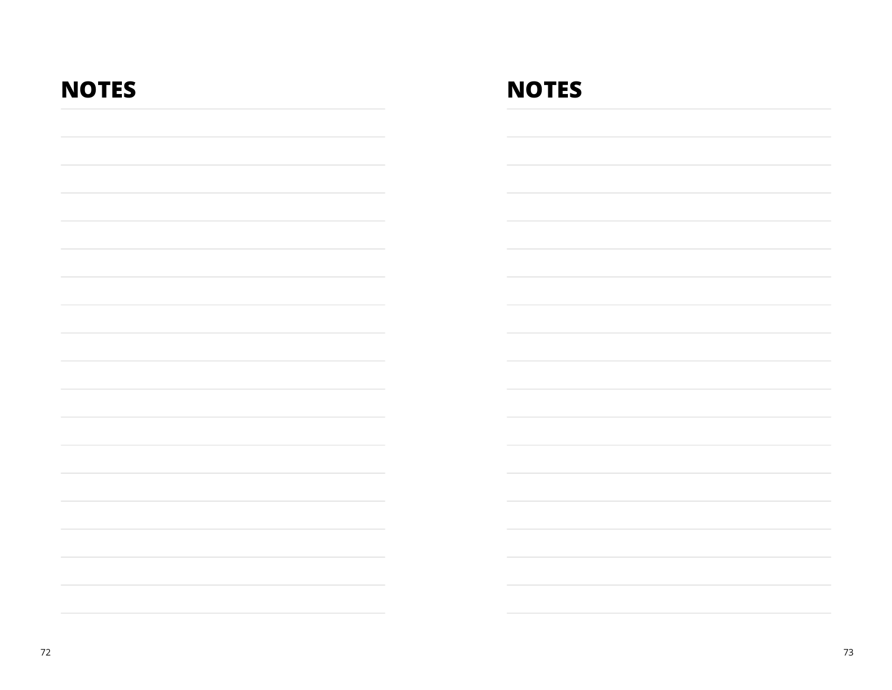## NOTES

## NOTES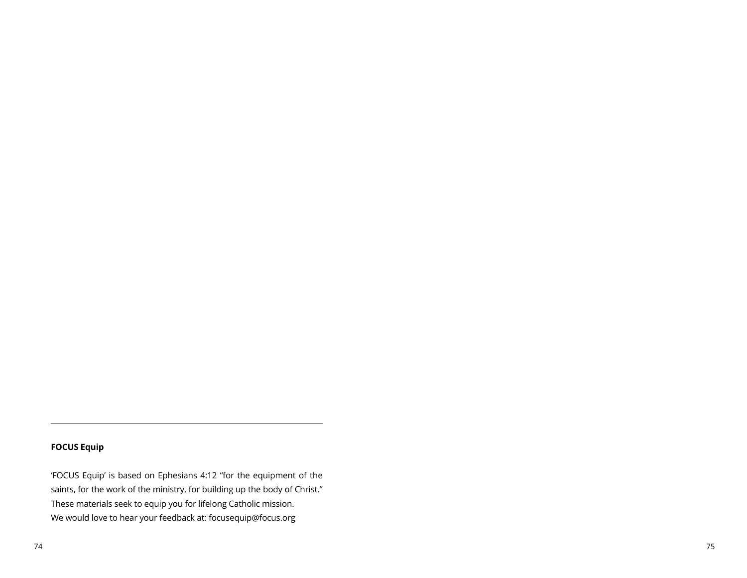---

**FOCUS Equip**

'FOCUS Equip' is based on Ephesians 4:12 "for the equipment of the saints, for the work of the ministry, for building up the body of Christ." These materials seek to equip you for lifelong Catholic mission.
We would love to hear your feedback at: focusequip@focus.org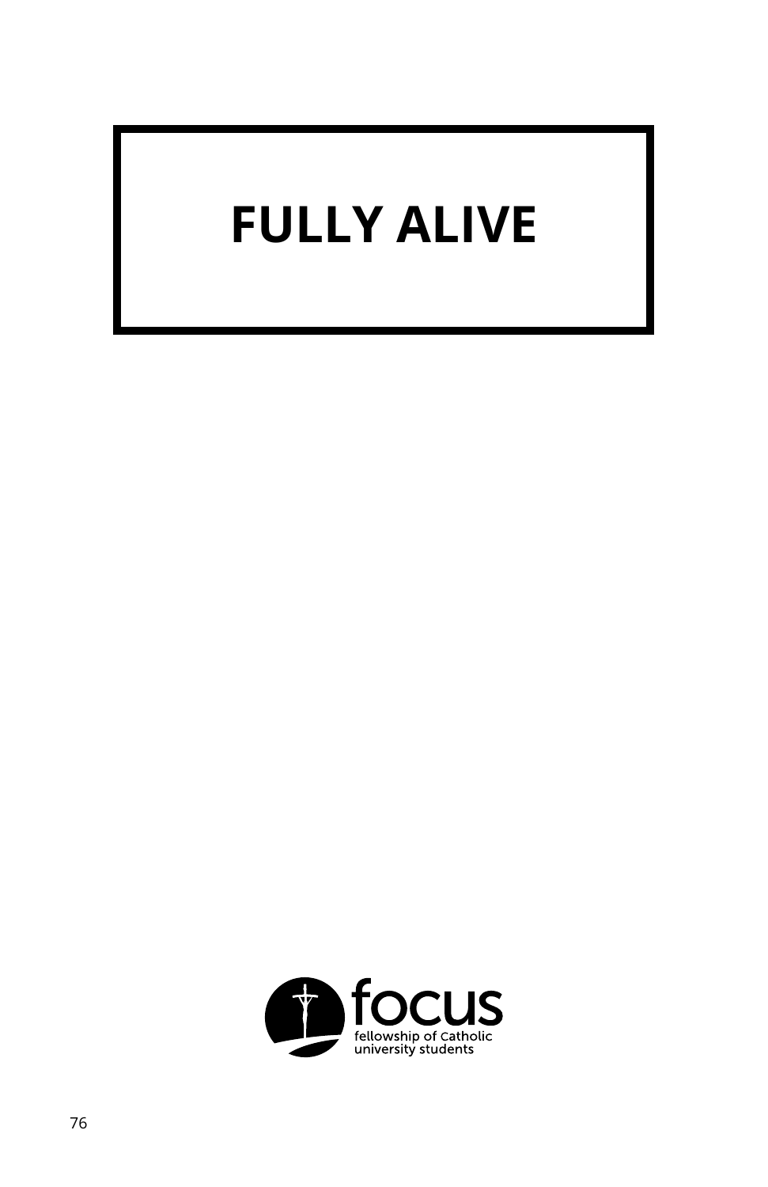# FULLY ALIVE

focus

fellowship of catholic university students